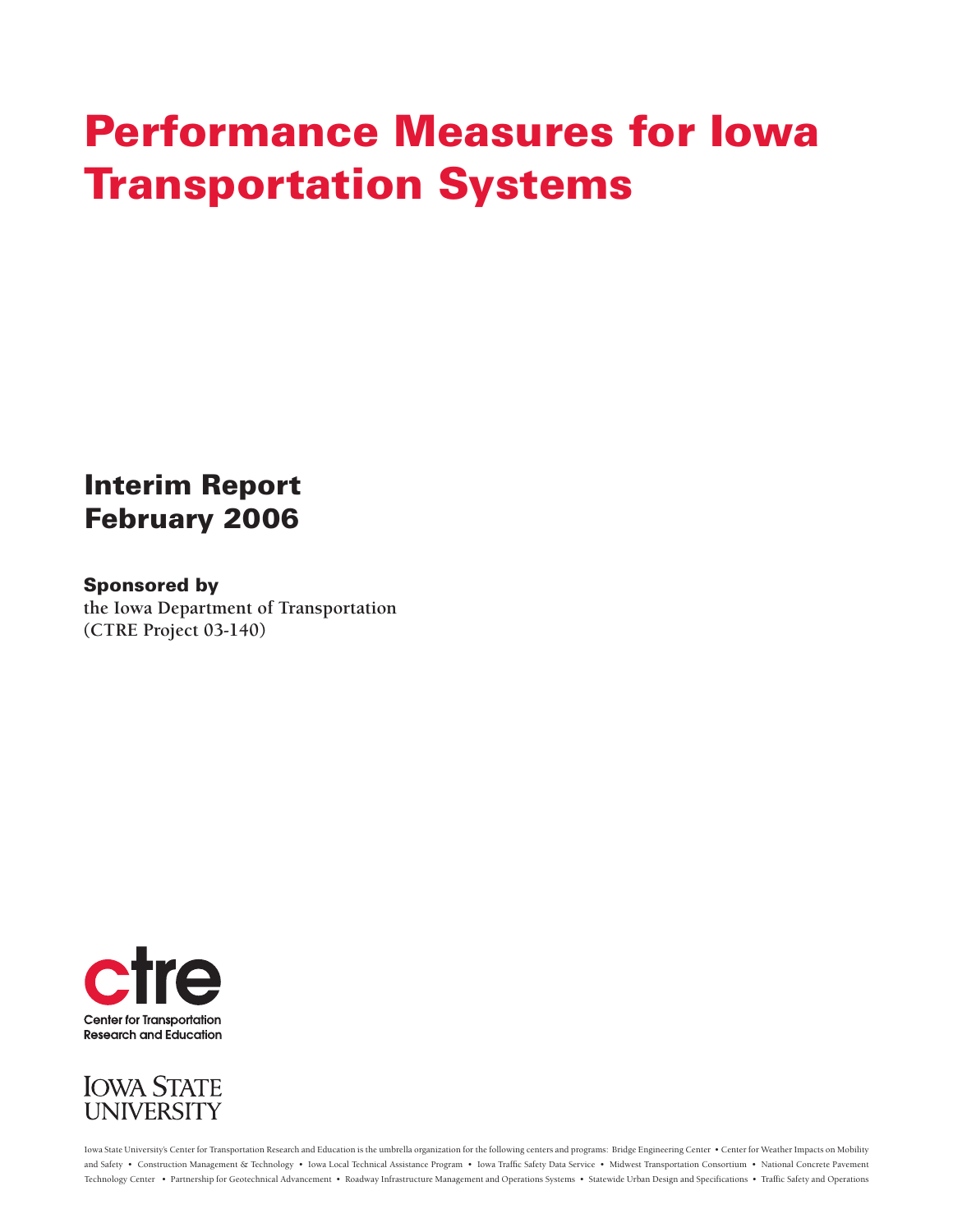# Performance Measures for Iowa Transportation Systems

## Interim Report
## February 2006

**Sponsored by**
**the Iowa Department of Transportation**
**(CTRE Project 03-140)**

ctre
Center for Transportation Research and Education

IOWA STATE UNIVERSITY

Iowa State University's Center for Transportation Research and Education is the umbrella organization for the following centers and programs: Bridge Engineering Center • Center for Weather Impacts on Mobility and Safety • Construction Management & Technology • Iowa Local Technical Assistance Program • Iowa Traffic Safety Data Service • Midwest Transportation Consortium • National Concrete Pavement Technology Center • Partnership for Geotechnical Advancement • Roadway Infrastructure Management and Operations Systems • Statewide Urban Design and Specifications • Traffic Safety and Operations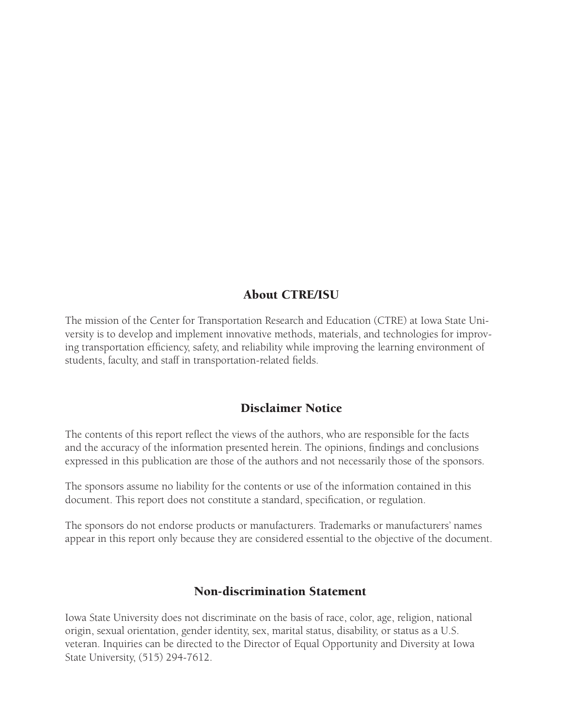## About CTRE/ISU

The mission of the Center for Transportation Research and Education (CTRE) at Iowa State University is to develop and implement innovative methods, materials, and technologies for improving transportation efficiency, safety, and reliability while improving the learning environment of students, faculty, and staff in transportation-related fields.

## Disclaimer Notice

The contents of this report reflect the views of the authors, who are responsible for the facts and the accuracy of the information presented herein. The opinions, findings and conclusions expressed in this publication are those of the authors and not necessarily those of the sponsors.

The sponsors assume no liability for the contents or use of the information contained in this document. This report does not constitute a standard, specification, or regulation.

The sponsors do not endorse products or manufacturers. Trademarks or manufacturers' names appear in this report only because they are considered essential to the objective of the document.

## Non-discrimination Statement

Iowa State University does not discriminate on the basis of race, color, age, religion, national origin, sexual orientation, gender identity, sex, marital status, disability, or status as a U.S. veteran. Inquiries can be directed to the Director of Equal Opportunity and Diversity at Iowa State University, (515) 294-7612.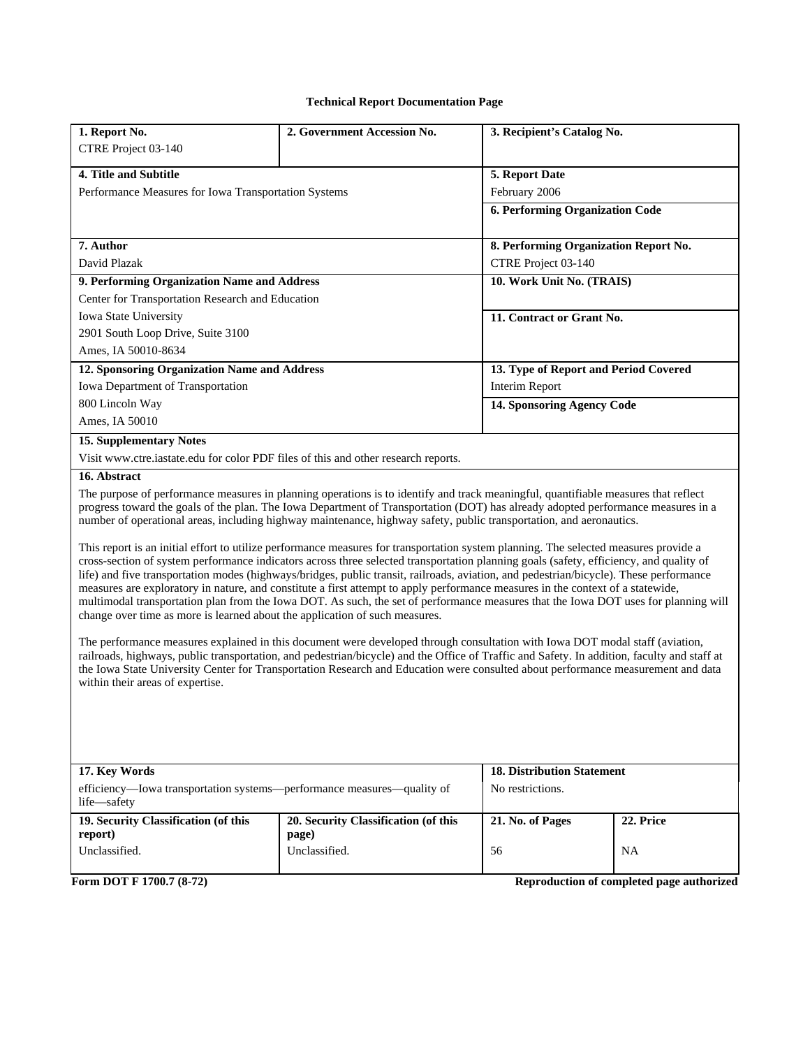**Technical Report Documentation Page**

| **1. Report No.** | **2. Government Accession No.** | **3. Recipient's Catalog No.** | |
|---|---|---|---|
| CTRE Project 03-140 | | | |
| **4. Title and Subtitle** | | **5. Report Date** | |
| Performance Measures for Iowa Transportation Systems | | February 2006 | |
| | | **6. Performing Organization Code** | |
| **7. Author** | | **8. Performing Organization Report No.** | |
| David Plazak | | CTRE Project 03-140 | |
| **9. Performing Organization Name and Address** | | **10. Work Unit No. (TRAIS)** | |
| Center for Transportation Research and Education<br>Iowa State University<br>2901 South Loop Drive, Suite 3100<br>Ames, IA 50010-8634 | | **11. Contract or Grant No.** | |
| **12. Sponsoring Organization Name and Address** | | **13. Type of Report and Period Covered** | |
| Iowa Department of Transportation<br>800 Lincoln Way<br>Ames, IA 50010 | | Interim Report | |
| | | **14. Sponsoring Agency Code** | |
| **15. Supplementary Notes** | | | |
| Visit www.ctre.iastate.edu for color PDF files of this and other research reports. | | | |
| **17. Key Words** | | **18. Distribution Statement** | |
| efficiency—Iowa transportation systems—performance measures—quality of life—safety | | No restrictions. | |
| **19. Security Classification (of this report)** | **20. Security Classification (of this page)** | **21. No. of Pages** | **22. Price** |
| Unclassified. | Unclassified. | 56 | NA |

**16. Abstract**

The purpose of performance measures in planning operations is to identify and track meaningful, quantifiable measures that reflect progress toward the goals of the plan. The Iowa Department of Transportation (DOT) has already adopted performance measures in a number of operational areas, including highway maintenance, highway safety, public transportation, and aeronautics.

This report is an initial effort to utilize performance measures for transportation system planning. The selected measures provide a cross-section of system performance indicators across three selected transportation planning goals (safety, efficiency, and quality of life) and five transportation modes (highways/bridges, public transit, railroads, aviation, and pedestrian/bicycle). These performance measures are exploratory in nature, and constitute a first attempt to apply performance measures in the context of a statewide, multimodal transportation plan from the Iowa DOT. As such, the set of performance measures that the Iowa DOT uses for planning will change over time as more is learned about the application of such measures.

The performance measures explained in this document were developed through consultation with Iowa DOT modal staff (aviation, railroads, highways, public transportation, and pedestrian/bicycle) and the Office of Traffic and Safety. In addition, faculty and staff at the Iowa State University Center for Transportation Research and Education were consulted about performance measurement and data within their areas of expertise.

**Form DOT F 1700.7 (8-72)** **Reproduction of completed page authorized**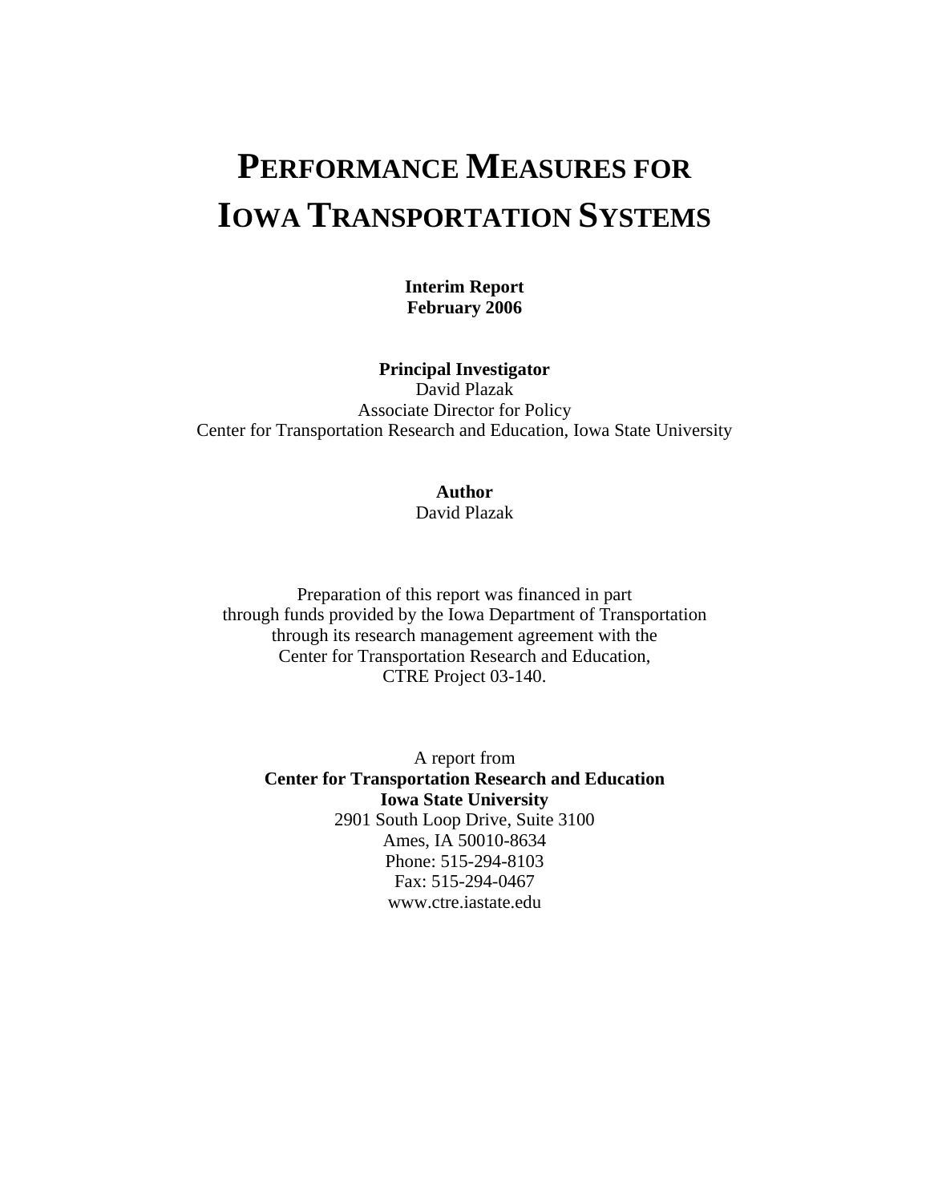# Performance Measures for Iowa Transportation Systems

**Interim Report**
**February 2006**

**Principal Investigator**
David Plazak
Associate Director for Policy
Center for Transportation Research and Education, Iowa State University

**Author**
David Plazak

Preparation of this report was financed in part
through funds provided by the Iowa Department of Transportation
through its research management agreement with the
Center for Transportation Research and Education,
CTRE Project 03-140.

A report from
**Center for Transportation Research and Education**
**Iowa State University**
2901 South Loop Drive, Suite 3100
Ames, IA 50010-8634
Phone: 515-294-8103
Fax: 515-294-0467
www.ctre.iastate.edu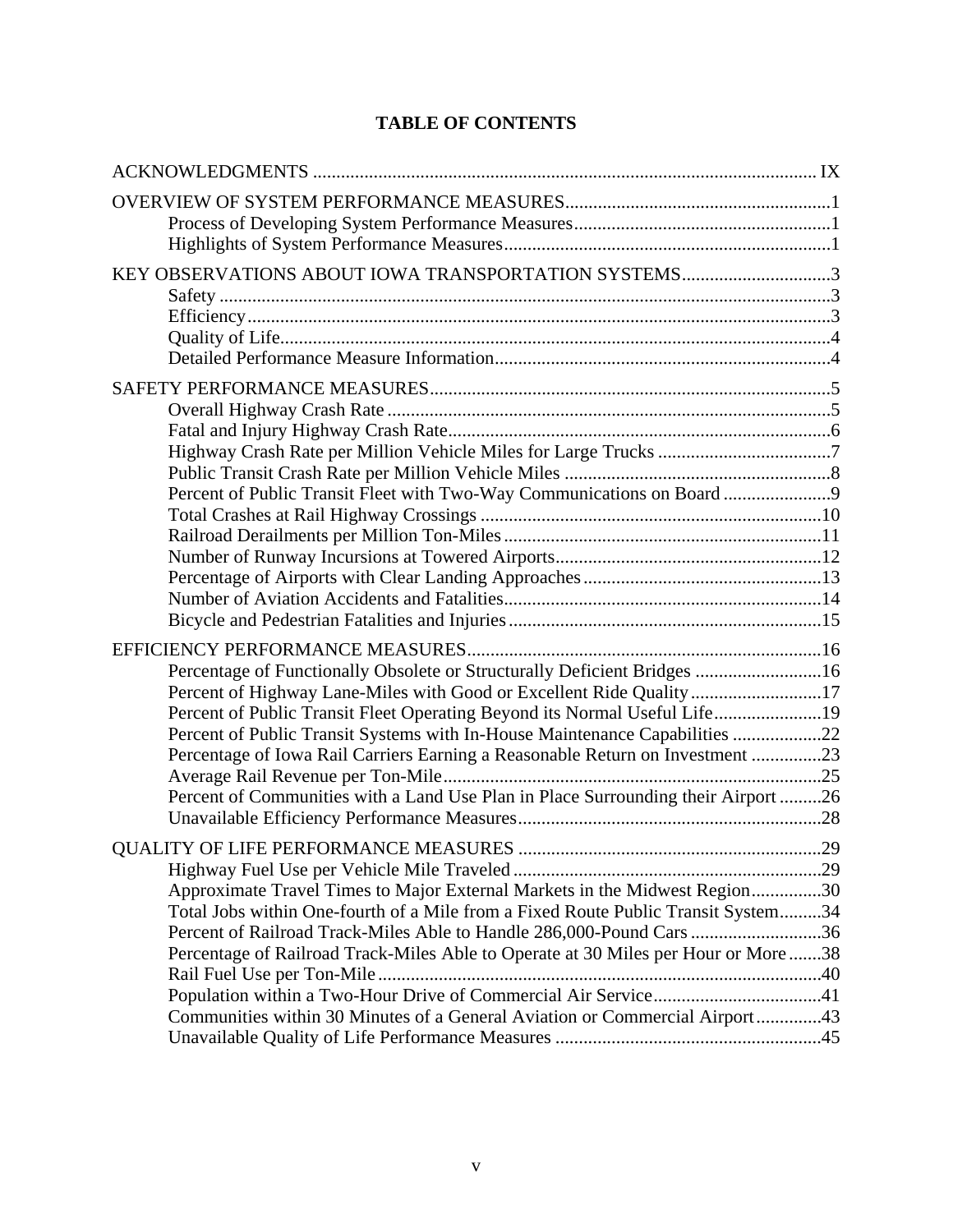# TABLE OF CONTENTS

ACKNOWLEDGMENTS ............................................................................................................ IX

OVERVIEW OF SYSTEM PERFORMANCE MEASURES.........................................................1
- Process of Developing System Performance Measures.......................................................1
- Highlights of System Performance Measures.....................................................................1

KEY OBSERVATIONS ABOUT IOWA TRANSPORTATION SYSTEMS................................3
- Safety ...................................................................................................................................3
- Efficiency.............................................................................................................................3
- Quality of Life......................................................................................................................4
- Detailed Performance Measure Information........................................................................4

SAFETY PERFORMANCE MEASURES.....................................................................................5
- Overall Highway Crash Rate ...............................................................................................5
- Fatal and Injury Highway Crash Rate..................................................................................6
- Highway Crash Rate per Million Vehicle Miles for Large Trucks .....................................7
- Public Transit Crash Rate per Million Vehicle Miles .........................................................8
- Percent of Public Transit Fleet with Two-Way Communications on Board .......................9
- Total Crashes at Rail Highway Crossings .........................................................................10
- Railroad Derailments per Million Ton-Miles....................................................................11
- Number of Runway Incursions at Towered Airports.........................................................12
- Percentage of Airports with Clear Landing Approaches...................................................13
- Number of Aviation Accidents and Fatalities...................................................................14
- Bicycle and Pedestrian Fatalities and Injuries...................................................................15

EFFICIENCY PERFORMANCE MEASURES...........................................................................16
- Percentage of Functionally Obsolete or Structurally Deficient Bridges ...........................16
- Percent of Highway Lane-Miles with Good or Excellent Ride Quality............................17
- Percent of Public Transit Fleet Operating Beyond its Normal Useful Life.......................19
- Percent of Public Transit Systems with In-House Maintenance Capabilities ...................22
- Percentage of Iowa Rail Carriers Earning a Reasonable Return on Investment ...............23
- Average Rail Revenue per Ton-Mile.................................................................................25
- Percent of Communities with a Land Use Plan in Place Surrounding their Airport .........26
- Unavailable Efficiency Performance Measures.................................................................28

QUALITY OF LIFE PERFORMANCE MEASURES .................................................................29
- Highway Fuel Use per Vehicle Mile Traveled ..................................................................29
- Approximate Travel Times to Major External Markets in the Midwest Region...............30
- Total Jobs within One-fourth of a Mile from a Fixed Route Public Transit System.........34
- Percent of Railroad Track-Miles Able to Handle 286,000-Pound Cars ............................36
- Percentage of Railroad Track-Miles Able to Operate at 30 Miles per Hour or More .......38
- Rail Fuel Use per Ton-Mile ...............................................................................................40
- Population within a Two-Hour Drive of Commercial Air Service....................................41
- Communities within 30 Minutes of a General Aviation or Commercial Airport..............43
- Unavailable Quality of Life Performance Measures .........................................................45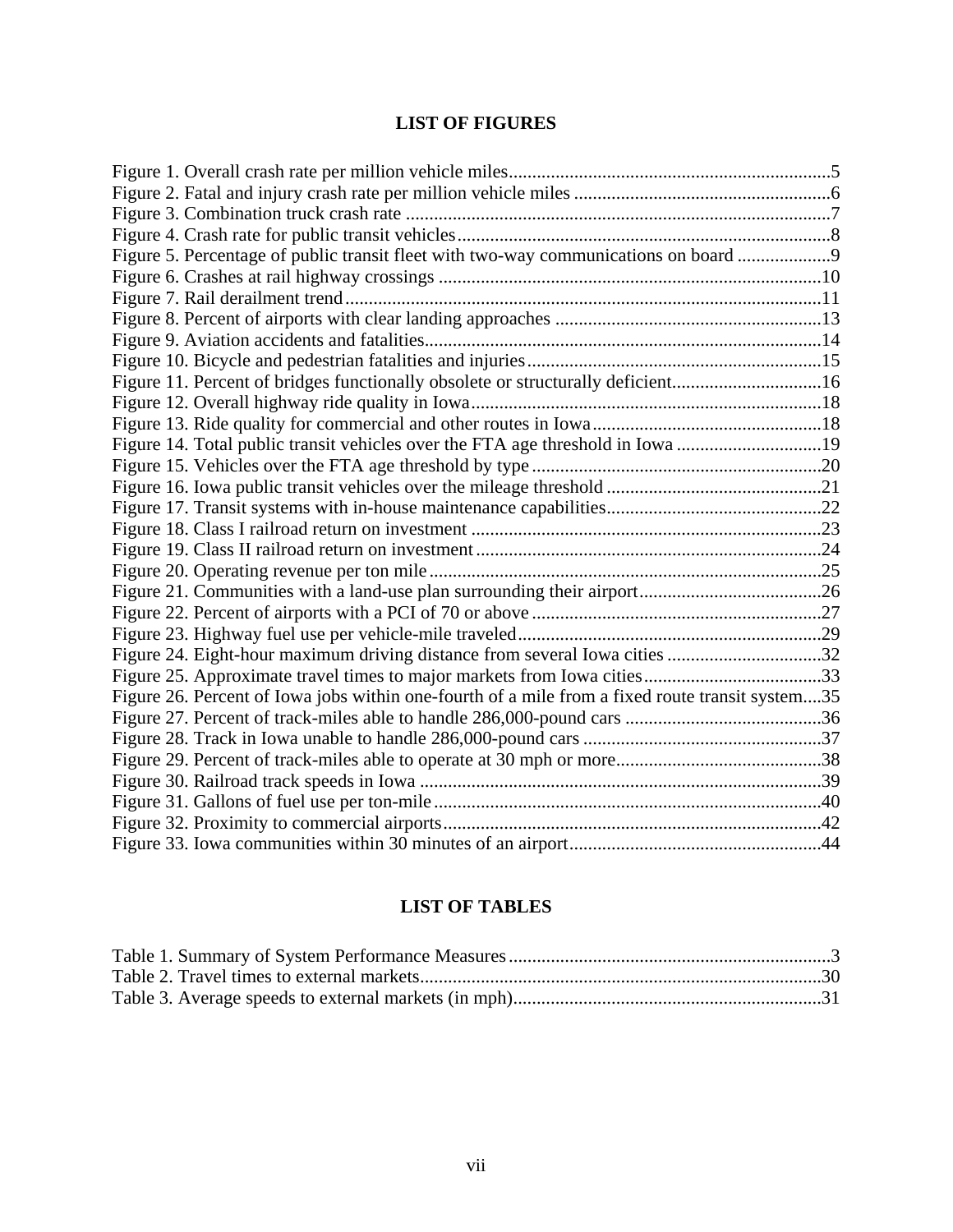## LIST OF FIGURES

Figure 1. Overall crash rate per million vehicle miles.....................................................................5
Figure 2. Fatal and injury crash rate per million vehicle miles .......................................................6
Figure 3. Combination truck crash rate ............................................................................................7
Figure 4. Crash rate for public transit vehicles.................................................................................8
Figure 5. Percentage of public transit fleet with two-way communications on board ....................9
Figure 6. Crashes at rail highway crossings ..................................................................................10
Figure 7. Rail derailment trend......................................................................................................11
Figure 8. Percent of airports with clear landing approaches .........................................................13
Figure 9. Aviation accidents and fatalities.....................................................................................14
Figure 10. Bicycle and pedestrian fatalities and injuries...............................................................15
Figure 11. Percent of bridges functionally obsolete or structurally deficient................................16
Figure 12. Overall highway ride quality in Iowa...........................................................................18
Figure 13. Ride quality for commercial and other routes in Iowa.................................................18
Figure 14. Total public transit vehicles over the FTA age threshold in Iowa ...............................19
Figure 15. Vehicles over the FTA age threshold by type ..............................................................20
Figure 16. Iowa public transit vehicles over the mileage threshold ..............................................21
Figure 17. Transit systems with in-house maintenance capabilities..............................................22
Figure 18. Class I railroad return on investment ...........................................................................23
Figure 19. Class II railroad return on investment..........................................................................24
Figure 20. Operating revenue per ton mile....................................................................................25
Figure 21. Communities with a land-use plan surrounding their airport.......................................26
Figure 22. Percent of airports with a PCI of 70 or above ..............................................................27
Figure 23. Highway fuel use per vehicle-mile traveled.................................................................29
Figure 24. Eight-hour maximum driving distance from several Iowa cities .................................32
Figure 25. Approximate travel times to major markets from Iowa cities......................................33
Figure 26. Percent of Iowa jobs within one-fourth of a mile from a fixed route transit system....35
Figure 27. Percent of track-miles able to handle 286,000-pound cars ..........................................36
Figure 28. Track in Iowa unable to handle 286,000-pound cars ...................................................37
Figure 29. Percent of track-miles able to operate at 30 mph or more............................................38
Figure 30. Railroad track speeds in Iowa ......................................................................................39
Figure 31. Gallons of fuel use per ton-mile...................................................................................40
Figure 32. Proximity to commercial airports.................................................................................42
Figure 33. Iowa communities within 30 minutes of an airport......................................................44

## LIST OF TABLES

Table 1. Summary of System Performance Measures....................................................................3
Table 2. Travel times to external markets......................................................................................30
Table 3. Average speeds to external markets (in mph)..................................................................31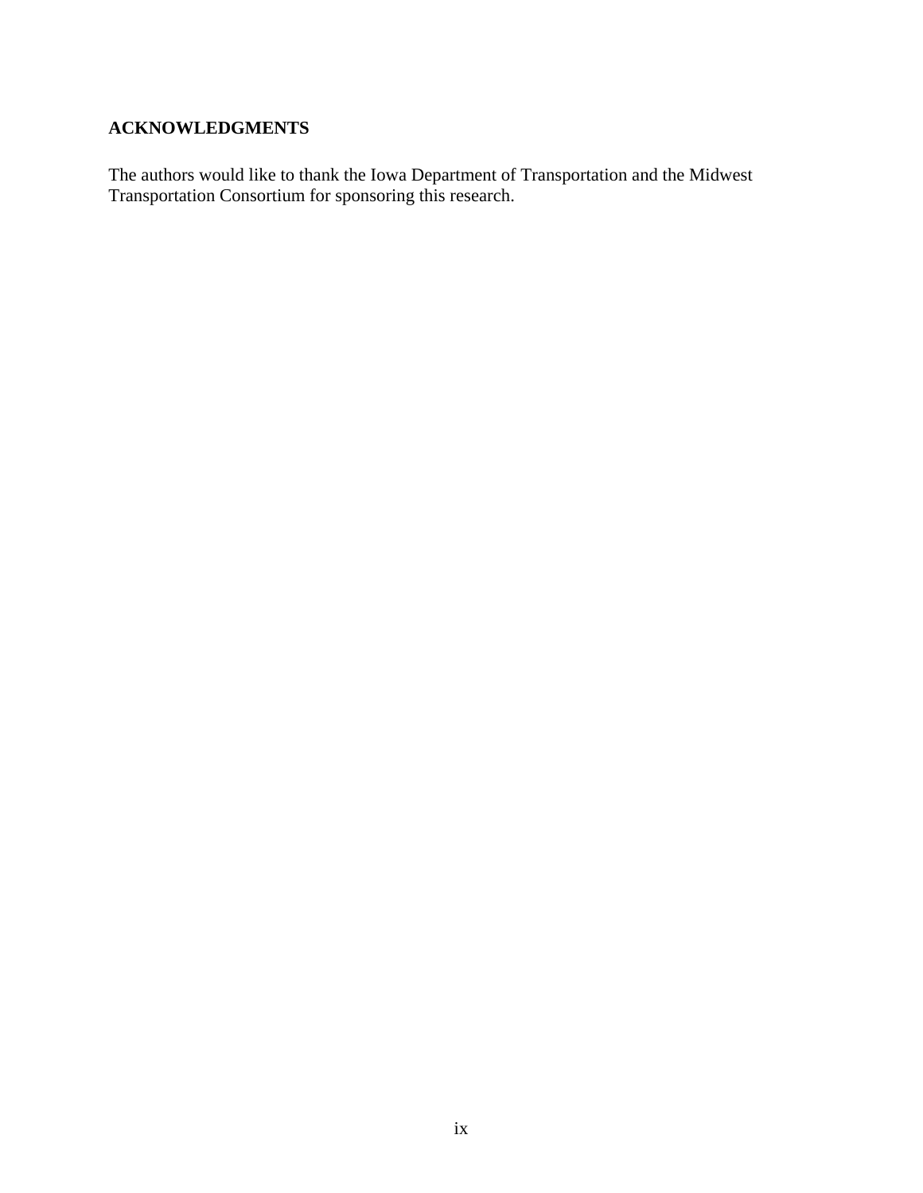## ACKNOWLEDGMENTS

The authors would like to thank the Iowa Department of Transportation and the Midwest Transportation Consortium for sponsoring this research.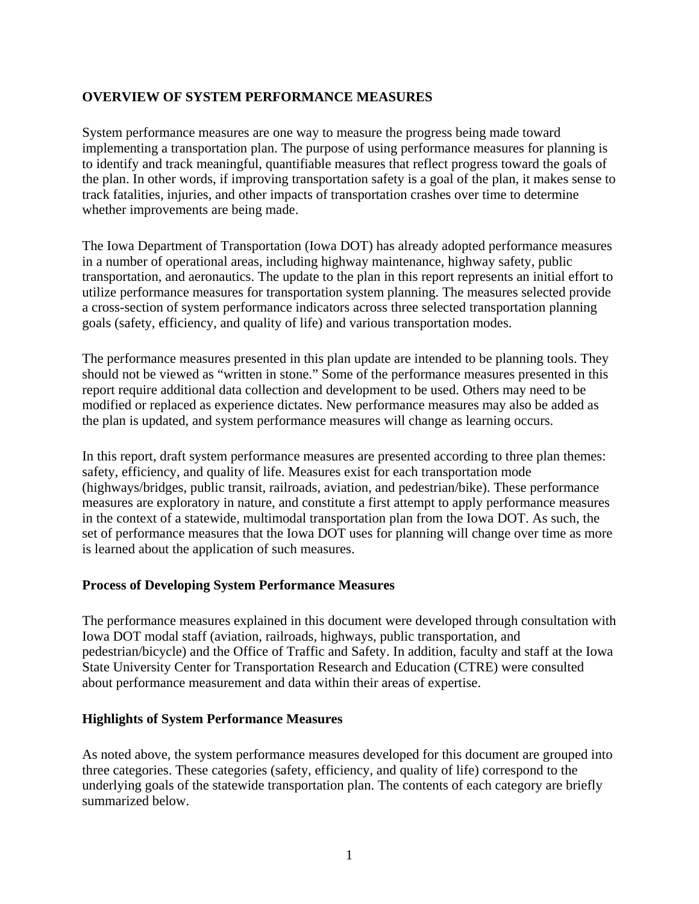# OVERVIEW OF SYSTEM PERFORMANCE MEASURES

System performance measures are one way to measure the progress being made toward implementing a transportation plan. The purpose of using performance measures for planning is to identify and track meaningful, quantifiable measures that reflect progress toward the goals of the plan. In other words, if improving transportation safety is a goal of the plan, it makes sense to track fatalities, injuries, and other impacts of transportation crashes over time to determine whether improvements are being made.

The Iowa Department of Transportation (Iowa DOT) has already adopted performance measures in a number of operational areas, including highway maintenance, highway safety, public transportation, and aeronautics. The update to the plan in this report represents an initial effort to utilize performance measures for transportation system planning. The measures selected provide a cross-section of system performance indicators across three selected transportation planning goals (safety, efficiency, and quality of life) and various transportation modes.

The performance measures presented in this plan update are intended to be planning tools. They should not be viewed as "written in stone." Some of the performance measures presented in this report require additional data collection and development to be used. Others may need to be modified or replaced as experience dictates. New performance measures may also be added as the plan is updated, and system performance measures will change as learning occurs.

In this report, draft system performance measures are presented according to three plan themes: safety, efficiency, and quality of life. Measures exist for each transportation mode (highways/bridges, public transit, railroads, aviation, and pedestrian/bike). These performance measures are exploratory in nature, and constitute a first attempt to apply performance measures in the context of a statewide, multimodal transportation plan from the Iowa DOT. As such, the set of performance measures that the Iowa DOT uses for planning will change over time as more is learned about the application of such measures.

## Process of Developing System Performance Measures

The performance measures explained in this document were developed through consultation with Iowa DOT modal staff (aviation, railroads, highways, public transportation, and pedestrian/bicycle) and the Office of Traffic and Safety. In addition, faculty and staff at the Iowa State University Center for Transportation Research and Education (CTRE) were consulted about performance measurement and data within their areas of expertise.

## Highlights of System Performance Measures

As noted above, the system performance measures developed for this document are grouped into three categories. These categories (safety, efficiency, and quality of life) correspond to the underlying goals of the statewide transportation plan. The contents of each category are briefly summarized below.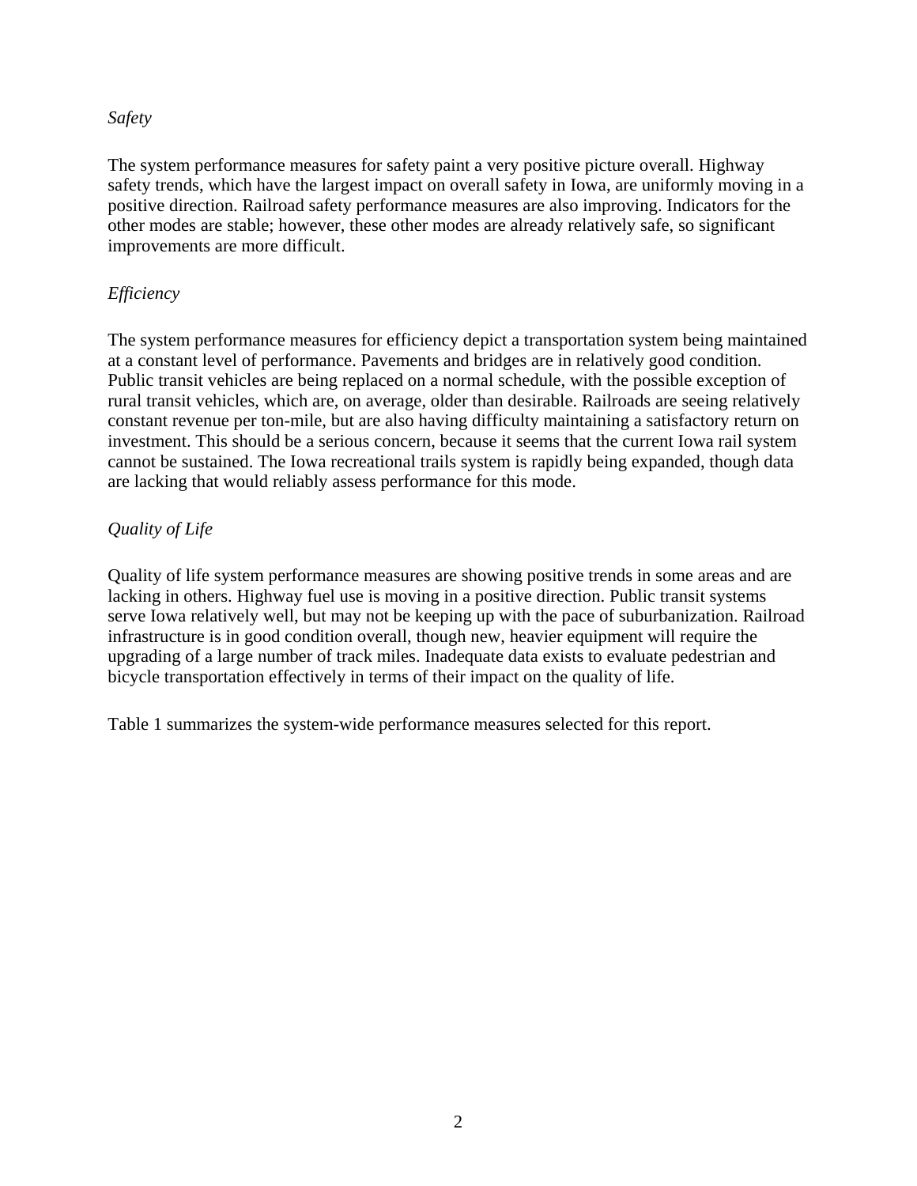*Safety*

The system performance measures for safety paint a very positive picture overall. Highway safety trends, which have the largest impact on overall safety in Iowa, are uniformly moving in a positive direction. Railroad safety performance measures are also improving. Indicators for the other modes are stable; however, these other modes are already relatively safe, so significant improvements are more difficult.

*Efficiency*

The system performance measures for efficiency depict a transportation system being maintained at a constant level of performance. Pavements and bridges are in relatively good condition. Public transit vehicles are being replaced on a normal schedule, with the possible exception of rural transit vehicles, which are, on average, older than desirable. Railroads are seeing relatively constant revenue per ton-mile, but are also having difficulty maintaining a satisfactory return on investment. This should be a serious concern, because it seems that the current Iowa rail system cannot be sustained. The Iowa recreational trails system is rapidly being expanded, though data are lacking that would reliably assess performance for this mode.

*Quality of Life*

Quality of life system performance measures are showing positive trends in some areas and are lacking in others. Highway fuel use is moving in a positive direction. Public transit systems serve Iowa relatively well, but may not be keeping up with the pace of suburbanization. Railroad infrastructure is in good condition overall, though new, heavier equipment will require the upgrading of a large number of track miles. Inadequate data exists to evaluate pedestrian and bicycle transportation effectively in terms of their impact on the quality of life.

Table 1 summarizes the system-wide performance measures selected for this report.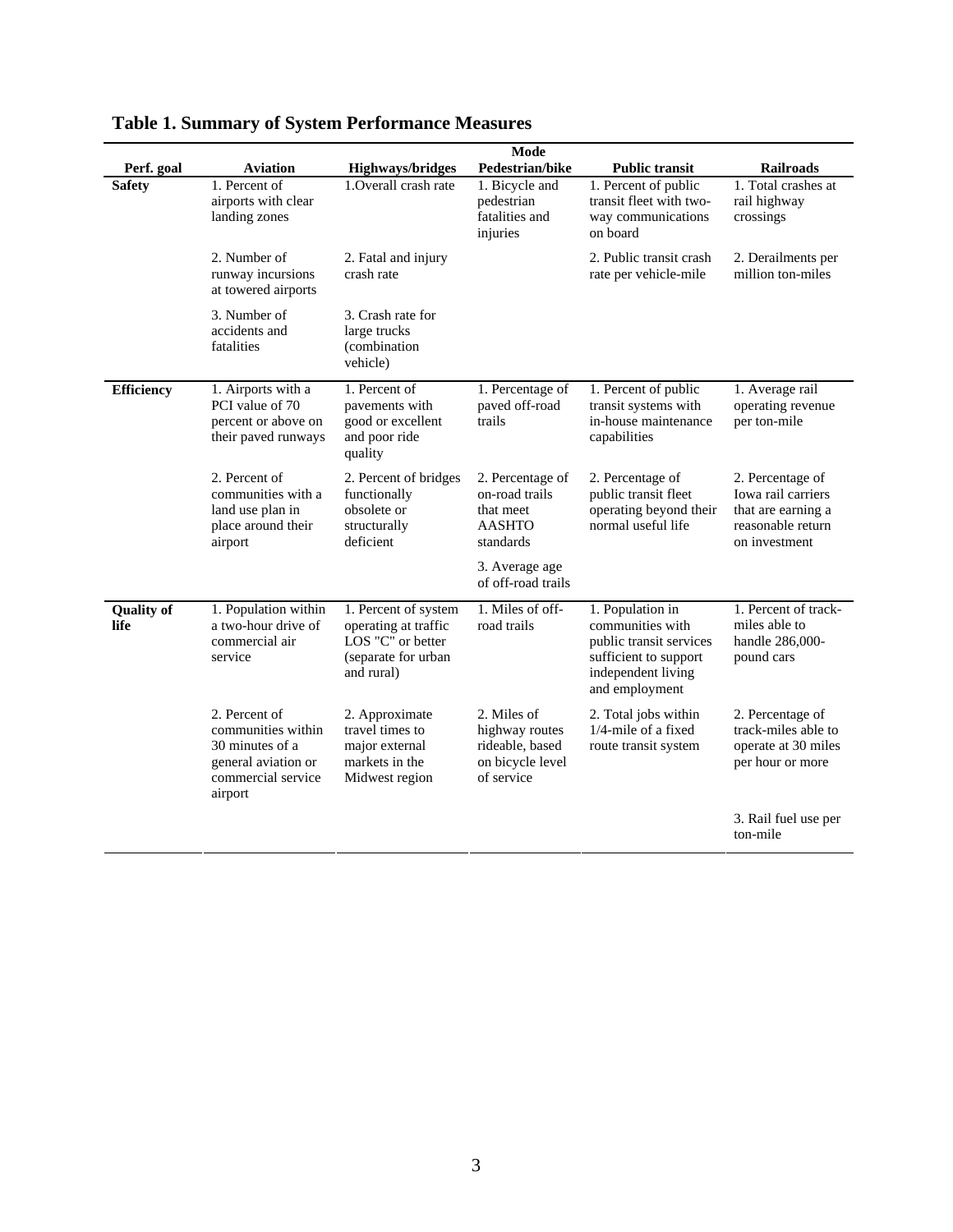**Table 1. Summary of System Performance Measures**

| Perf. goal | Mode | | | | |
|---|---|---|---|---|---|
| | **Aviation** | **Highways/bridges** | **Pedestrian/bike** | **Public transit** | **Railroads** |
| **Safety** | 1. Percent of airports with clear landing zones | 1.Overall crash rate | 1. Bicycle and pedestrian fatalities and injuries | 1. Percent of public transit fleet with two-way communications on board | 1. Total crashes at rail highway crossings |
| | 2. Number of runway incursions at towered airports | 2. Fatal and injury crash rate | | 2. Public transit crash rate per vehicle-mile | 2. Derailments per million ton-miles |
| | 3. Number of accidents and fatalities | 3. Crash rate for large trucks (combination vehicle) | | | |
| **Efficiency** | 1. Airports with a PCI value of 70 percent or above on their paved runways | 1. Percent of pavements with good or excellent and poor ride quality | 1. Percentage of paved off-road trails | 1. Percent of public transit systems with in-house maintenance capabilities | 1. Average rail operating revenue per ton-mile |
| | 2. Percent of communities with a land use plan in place around their airport | 2. Percent of bridges functionally obsolete or structurally deficient | 2. Percentage of on-road trails that meet AASHTO standards | 2. Percentage of public transit fleet operating beyond their normal useful life | 2. Percentage of Iowa rail carriers that are earning a reasonable return on investment |
| | | | 3. Average age of off-road trails | | |
| **Quality of life** | 1. Population within a two-hour drive of commercial air service | 1. Percent of system operating at traffic LOS "C" or better (separate for urban and rural) | 1. Miles of off-road trails | 1. Population in communities with public transit services sufficient to support independent living and employment | 1. Percent of track-miles able to handle 286,000-pound cars |
| | 2. Percent of communities within 30 minutes of a general aviation or commercial service airport | 2. Approximate travel times to major external markets in the Midwest region | 2. Miles of highway routes rideable, based on bicycle level of service | 2. Total jobs within 1/4-mile of a fixed route transit system | 2. Percentage of track-miles able to operate at 30 miles per hour or more |
| | | | | | 3. Rail fuel use per ton-mile |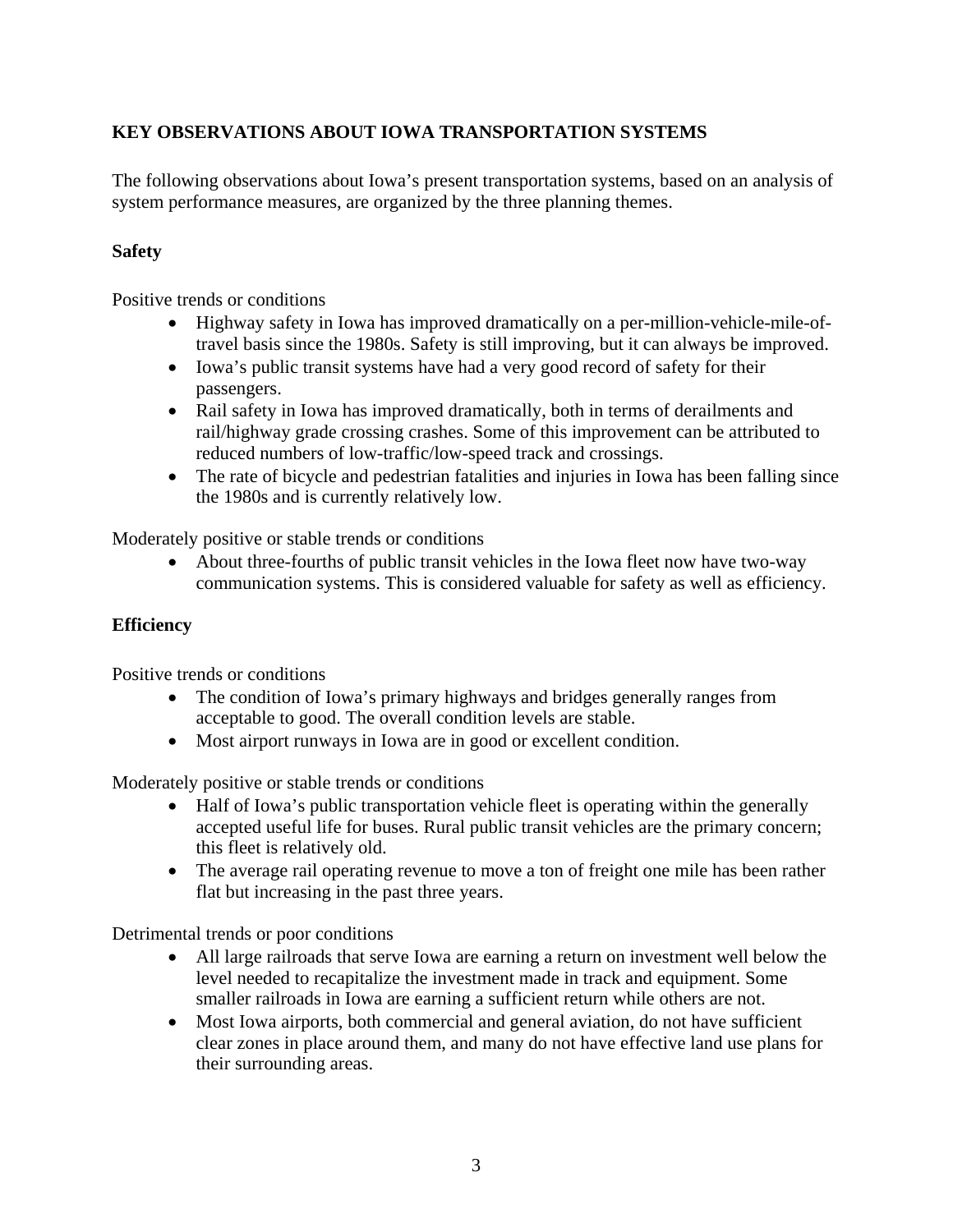## KEY OBSERVATIONS ABOUT IOWA TRANSPORTATION SYSTEMS

The following observations about Iowa's present transportation systems, based on an analysis of system performance measures, are organized by the three planning themes.

### Safety

Positive trends or conditions

- Highway safety in Iowa has improved dramatically on a per-million-vehicle-mile-of-travel basis since the 1980s. Safety is still improving, but it can always be improved.
- Iowa's public transit systems have had a very good record of safety for their passengers.
- Rail safety in Iowa has improved dramatically, both in terms of derailments and rail/highway grade crossing crashes. Some of this improvement can be attributed to reduced numbers of low-traffic/low-speed track and crossings.
- The rate of bicycle and pedestrian fatalities and injuries in Iowa has been falling since the 1980s and is currently relatively low.

Moderately positive or stable trends or conditions

- About three-fourths of public transit vehicles in the Iowa fleet now have two-way communication systems. This is considered valuable for safety as well as efficiency.

### Efficiency

Positive trends or conditions

- The condition of Iowa's primary highways and bridges generally ranges from acceptable to good. The overall condition levels are stable.
- Most airport runways in Iowa are in good or excellent condition.

Moderately positive or stable trends or conditions

- Half of Iowa's public transportation vehicle fleet is operating within the generally accepted useful life for buses. Rural public transit vehicles are the primary concern; this fleet is relatively old.
- The average rail operating revenue to move a ton of freight one mile has been rather flat but increasing in the past three years.

Detrimental trends or poor conditions

- All large railroads that serve Iowa are earning a return on investment well below the level needed to recapitalize the investment made in track and equipment. Some smaller railroads in Iowa are earning a sufficient return while others are not.
- Most Iowa airports, both commercial and general aviation, do not have sufficient clear zones in place around them, and many do not have effective land use plans for their surrounding areas.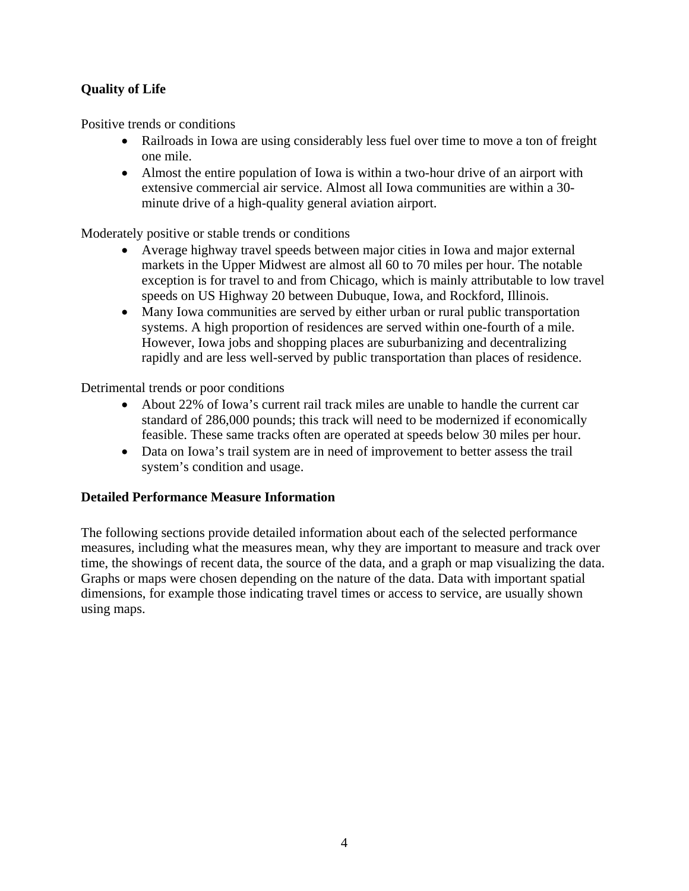**Quality of Life**

Positive trends or conditions

- Railroads in Iowa are using considerably less fuel over time to move a ton of freight one mile.
- Almost the entire population of Iowa is within a two-hour drive of an airport with extensive commercial air service. Almost all Iowa communities are within a 30-minute drive of a high-quality general aviation airport.

Moderately positive or stable trends or conditions

- Average highway travel speeds between major cities in Iowa and major external markets in the Upper Midwest are almost all 60 to 70 miles per hour. The notable exception is for travel to and from Chicago, which is mainly attributable to low travel speeds on US Highway 20 between Dubuque, Iowa, and Rockford, Illinois.
- Many Iowa communities are served by either urban or rural public transportation systems. A high proportion of residences are served within one-fourth of a mile. However, Iowa jobs and shopping places are suburbanizing and decentralizing rapidly and are less well-served by public transportation than places of residence.

Detrimental trends or poor conditions

- About 22% of Iowa's current rail track miles are unable to handle the current car standard of 286,000 pounds; this track will need to be modernized if economically feasible. These same tracks often are operated at speeds below 30 miles per hour.
- Data on Iowa's trail system are in need of improvement to better assess the trail system's condition and usage.

**Detailed Performance Measure Information**

The following sections provide detailed information about each of the selected performance measures, including what the measures mean, why they are important to measure and track over time, the showings of recent data, the source of the data, and a graph or map visualizing the data. Graphs or maps were chosen depending on the nature of the data. Data with important spatial dimensions, for example those indicating travel times or access to service, are usually shown using maps.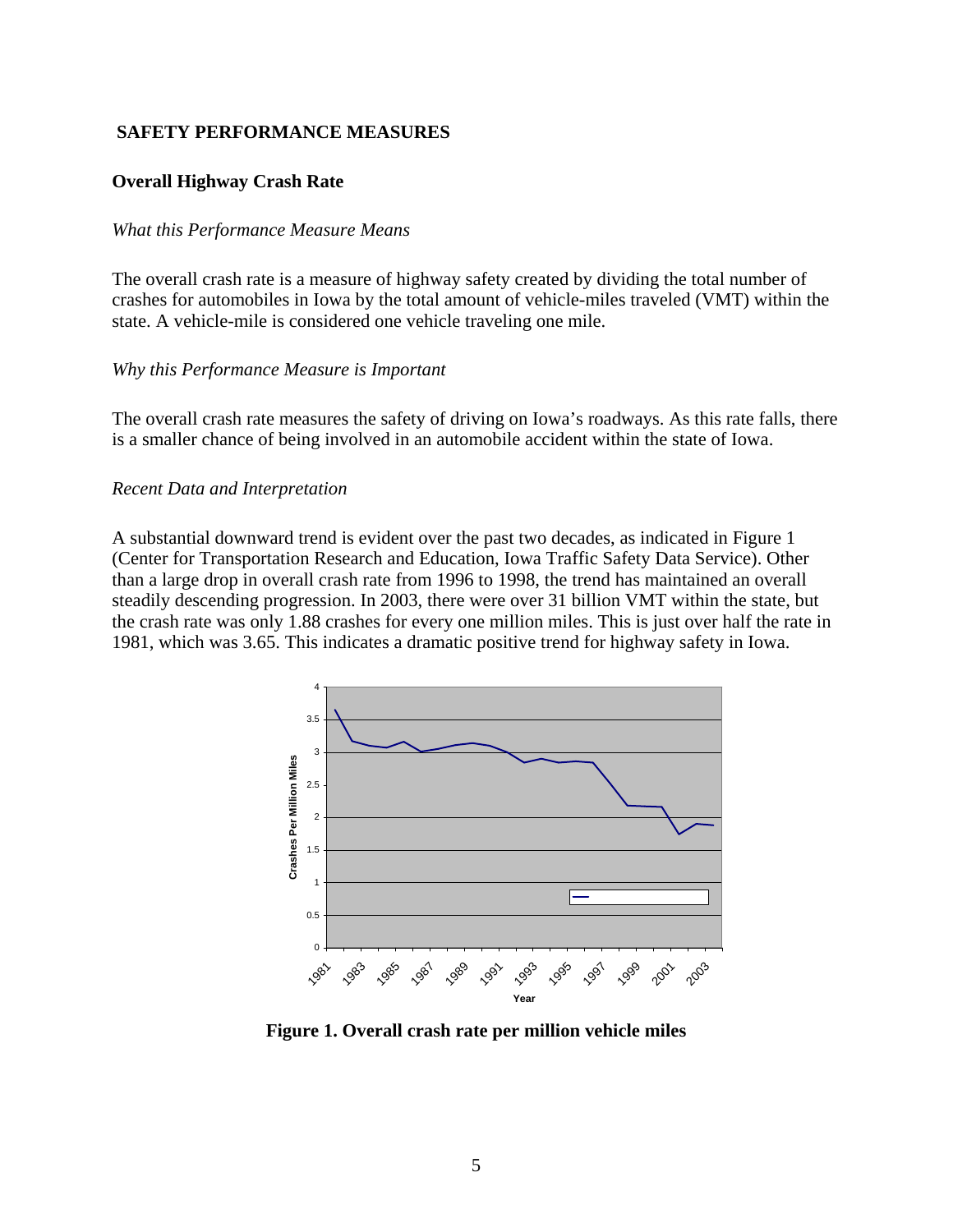## SAFETY PERFORMANCE MEASURES

### Overall Highway Crash Rate

*What this Performance Measure Means*

The overall crash rate is a measure of highway safety created by dividing the total number of crashes for automobiles in Iowa by the total amount of vehicle-miles traveled (VMT) within the state. A vehicle-mile is considered one vehicle traveling one mile.

*Why this Performance Measure is Important*

The overall crash rate measures the safety of driving on Iowa's roadways. As this rate falls, there is a smaller chance of being involved in an automobile accident within the state of Iowa.

*Recent Data and Interpretation*

A substantial downward trend is evident over the past two decades, as indicated in Figure 1 (Center for Transportation Research and Education, Iowa Traffic Safety Data Service). Other than a large drop in overall crash rate from 1996 to 1998, the trend has maintained an overall steadily descending progression. In 2003, there were over 31 billion VMT within the state, but the crash rate was only 1.88 crashes for every one million miles. This is just over half the rate in 1981, which was 3.65. This indicates a dramatic positive trend for highway safety in Iowa.

**Figure 1. Overall crash rate per million vehicle miles**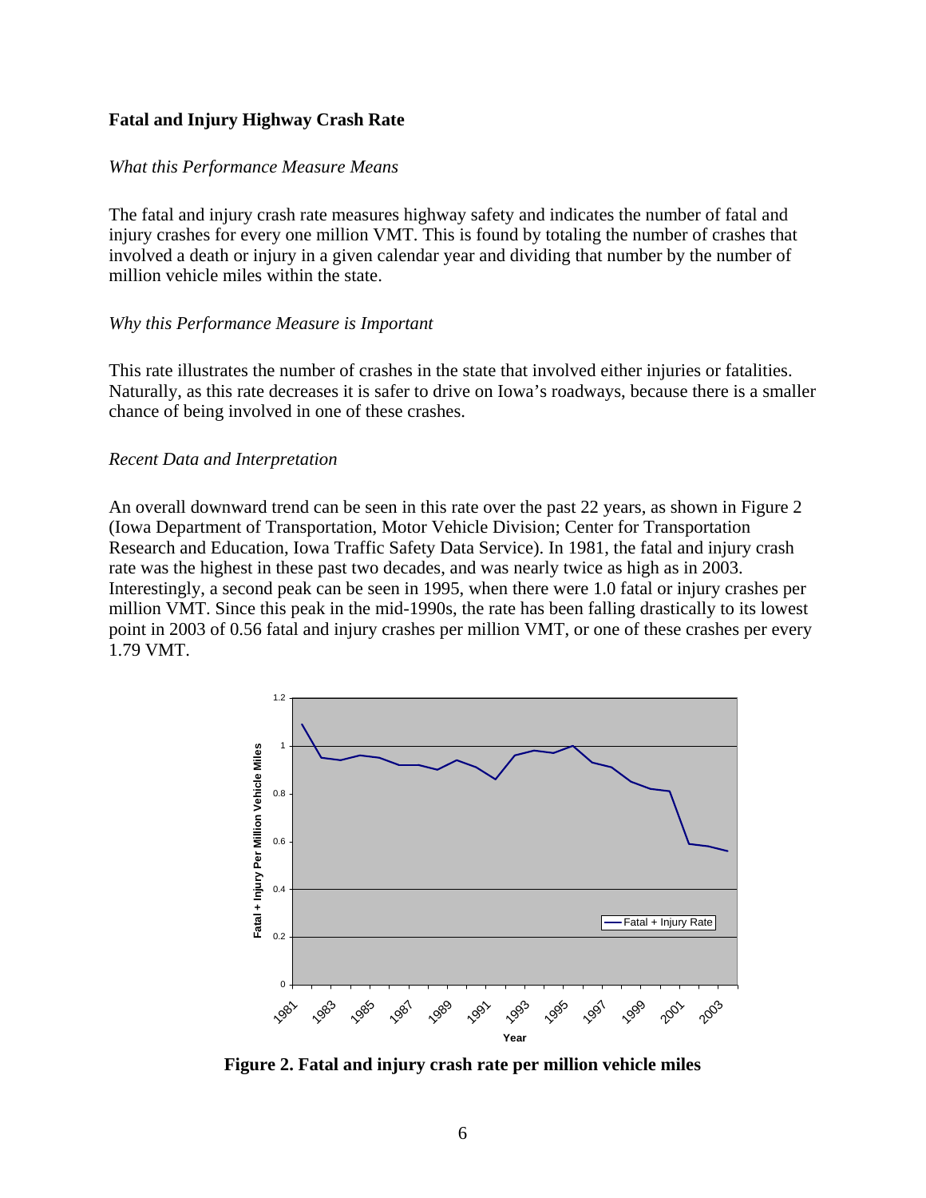**Fatal and Injury Highway Crash Rate**

*What this Performance Measure Means*

The fatal and injury crash rate measures highway safety and indicates the number of fatal and injury crashes for every one million VMT. This is found by totaling the number of crashes that involved a death or injury in a given calendar year and dividing that number by the number of million vehicle miles within the state.

*Why this Performance Measure is Important*

This rate illustrates the number of crashes in the state that involved either injuries or fatalities. Naturally, as this rate decreases it is safer to drive on Iowa's roadways, because there is a smaller chance of being involved in one of these crashes.

*Recent Data and Interpretation*

An overall downward trend can be seen in this rate over the past 22 years, as shown in Figure 2 (Iowa Department of Transportation, Motor Vehicle Division; Center for Transportation Research and Education, Iowa Traffic Safety Data Service). In 1981, the fatal and injury crash rate was the highest in these past two decades, and was nearly twice as high as in 2003. Interestingly, a second peak can be seen in 1995, when there were 1.0 fatal or injury crashes per million VMT. Since this peak in the mid-1990s, the rate has been falling drastically to its lowest point in 2003 of 0.56 fatal and injury crashes per million VMT, or one of these crashes per every 1.79 VMT.

**Figure 2. Fatal and injury crash rate per million vehicle miles**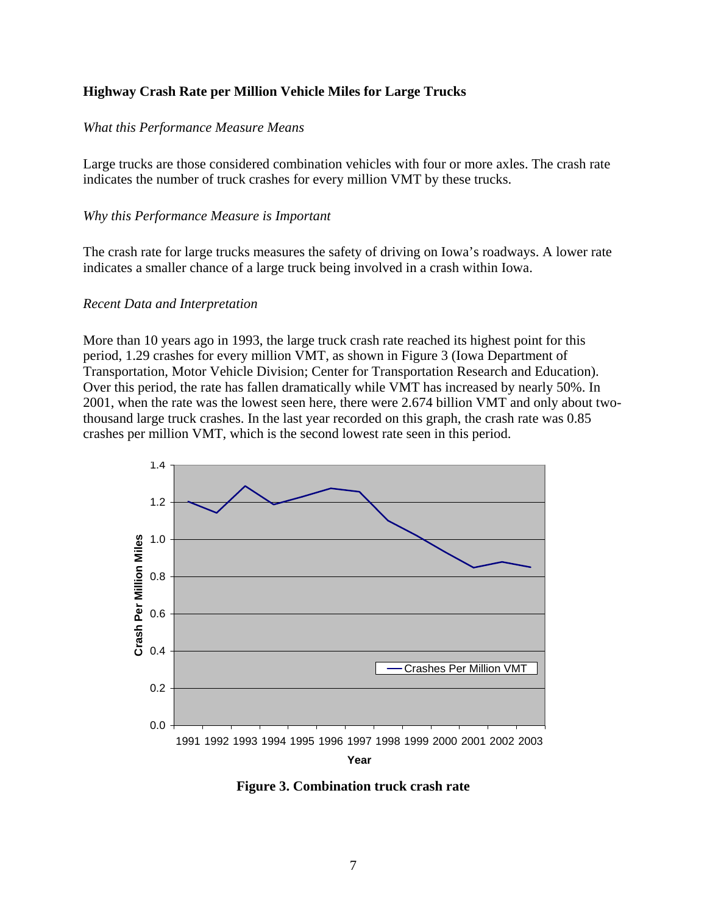### Highway Crash Rate per Million Vehicle Miles for Large Trucks

*What this Performance Measure Means*

Large trucks are those considered combination vehicles with four or more axles. The crash rate indicates the number of truck crashes for every million VMT by these trucks.

*Why this Performance Measure is Important*

The crash rate for large trucks measures the safety of driving on Iowa's roadways. A lower rate indicates a smaller chance of a large truck being involved in a crash within Iowa.

*Recent Data and Interpretation*

More than 10 years ago in 1993, the large truck crash rate reached its highest point for this period, 1.29 crashes for every million VMT, as shown in Figure 3 (Iowa Department of Transportation, Motor Vehicle Division; Center for Transportation Research and Education). Over this period, the rate has fallen dramatically while VMT has increased by nearly 50%. In 2001, when the rate was the lowest seen here, there were 2.674 billion VMT and only about two-thousand large truck crashes. In the last year recorded on this graph, the crash rate was 0.85 crashes per million VMT, which is the second lowest rate seen in this period.

**Figure 3. Combination truck crash rate**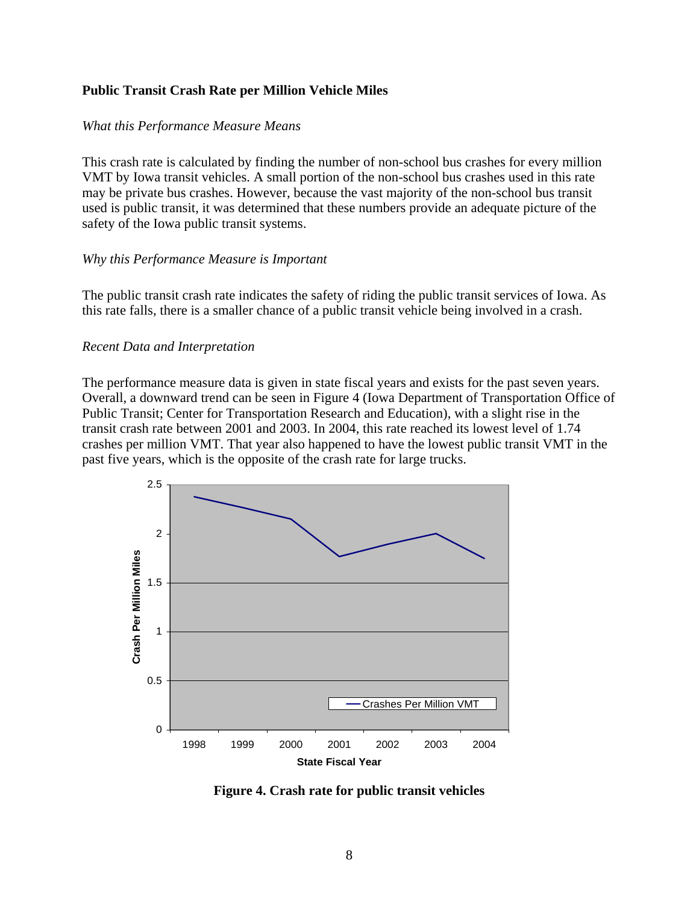**Public Transit Crash Rate per Million Vehicle Miles**

*What this Performance Measure Means*

This crash rate is calculated by finding the number of non-school bus crashes for every million VMT by Iowa transit vehicles. A small portion of the non-school bus crashes used in this rate may be private bus crashes. However, because the vast majority of the non-school bus transit used is public transit, it was determined that these numbers provide an adequate picture of the safety of the Iowa public transit systems.

*Why this Performance Measure is Important*

The public transit crash rate indicates the safety of riding the public transit services of Iowa. As this rate falls, there is a smaller chance of a public transit vehicle being involved in a crash.

*Recent Data and Interpretation*

The performance measure data is given in state fiscal years and exists for the past seven years. Overall, a downward trend can be seen in Figure 4 (Iowa Department of Transportation Office of Public Transit; Center for Transportation Research and Education), with a slight rise in the transit crash rate between 2001 and 2003. In 2004, this rate reached its lowest level of 1.74 crashes per million VMT. That year also happened to have the lowest public transit VMT in the past five years, which is the opposite of the crash rate for large trucks.

**Figure 4. Crash rate for public transit vehicles**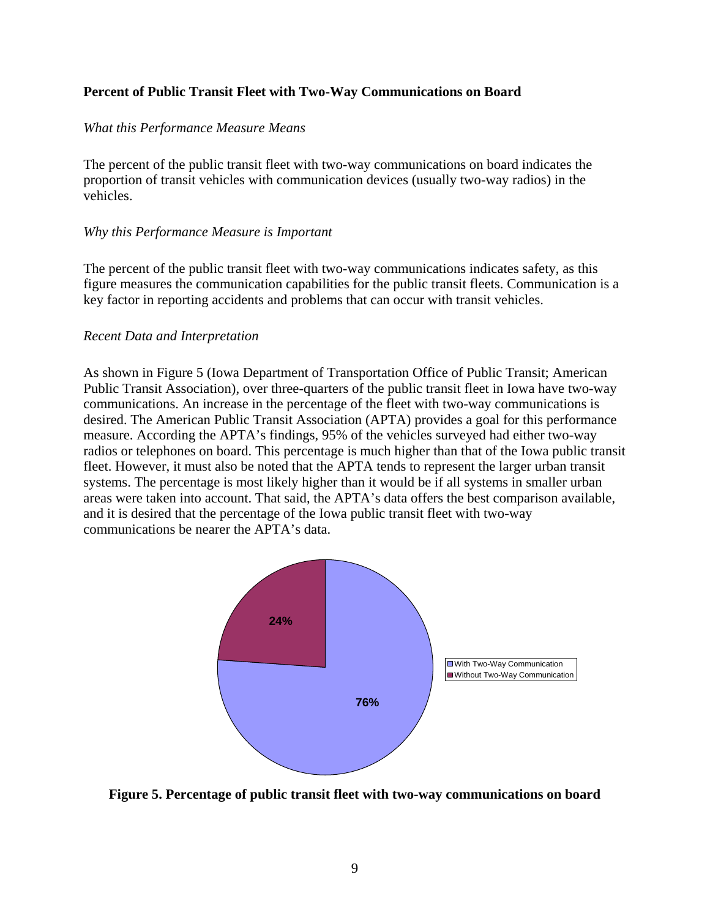### Percent of Public Transit Fleet with Two-Way Communications on Board

*What this Performance Measure Means*

The percent of the public transit fleet with two-way communications on board indicates the proportion of transit vehicles with communication devices (usually two-way radios) in the vehicles.

*Why this Performance Measure is Important*

The percent of the public transit fleet with two-way communications indicates safety, as this figure measures the communication capabilities for the public transit fleets. Communication is a key factor in reporting accidents and problems that can occur with transit vehicles.

*Recent Data and Interpretation*

As shown in Figure 5 (Iowa Department of Transportation Office of Public Transit; American Public Transit Association), over three-quarters of the public transit fleet in Iowa have two-way communications. An increase in the percentage of the fleet with two-way communications is desired. The American Public Transit Association (APTA) provides a goal for this performance measure. According the APTA's findings, 95% of the vehicles surveyed had either two-way radios or telephones on board. This percentage is much higher than that of the Iowa public transit fleet. However, it must also be noted that the APTA tends to represent the larger urban transit systems. The percentage is most likely higher than it would be if all systems in smaller urban areas were taken into account. That said, the APTA's data offers the best comparison available, and it is desired that the percentage of the Iowa public transit fleet with two-way communications be nearer the APTA's data.

| Category | Percent |
|---|---|
| With Two-Way Communication | 76% |
| Without Two-Way Communication | 24% |

**Figure 5. Percentage of public transit fleet with two-way communications on board**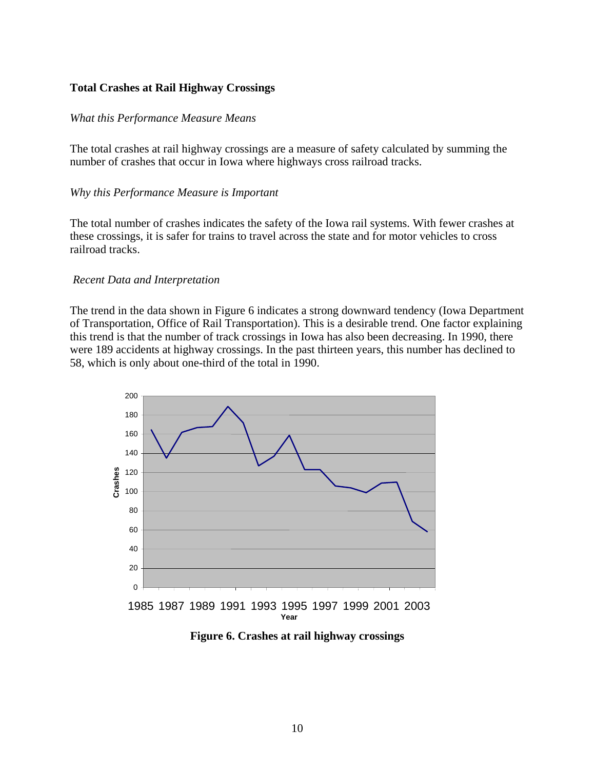### Total Crashes at Rail Highway Crossings

*What this Performance Measure Means*

The total crashes at rail highway crossings are a measure of safety calculated by summing the number of crashes that occur in Iowa where highways cross railroad tracks.

*Why this Performance Measure is Important*

The total number of crashes indicates the safety of the Iowa rail systems. With fewer crashes at these crossings, it is safer for trains to travel across the state and for motor vehicles to cross railroad tracks.

*Recent Data and Interpretation*

The trend in the data shown in Figure 6 indicates a strong downward tendency (Iowa Department of Transportation, Office of Rail Transportation). This is a desirable trend. One factor explaining this trend is that the number of track crossings in Iowa has also been decreasing. In 1990, there were 189 accidents at highway crossings. In the past thirteen years, this number has declined to 58, which is only about one-third of the total in 1990.

**Figure 6. Crashes at rail highway crossings**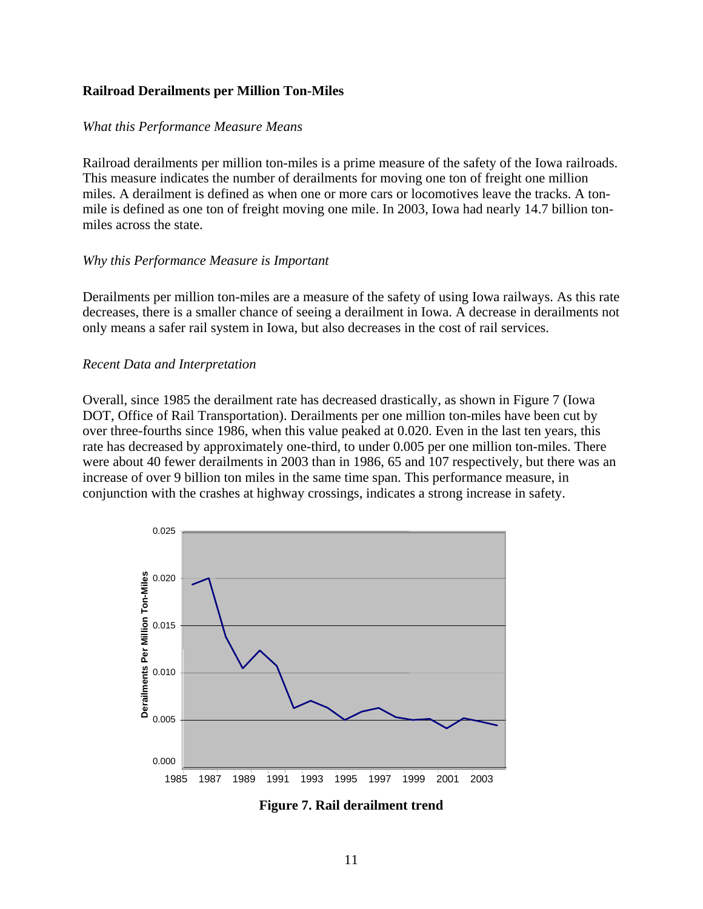**Railroad Derailments per Million Ton-Miles**

*What this Performance Measure Means*

Railroad derailments per million ton-miles is a prime measure of the safety of the Iowa railroads. This measure indicates the number of derailments for moving one ton of freight one million miles. A derailment is defined as when one or more cars or locomotives leave the tracks. A ton-mile is defined as one ton of freight moving one mile. In 2003, Iowa had nearly 14.7 billion ton-miles across the state.

*Why this Performance Measure is Important*

Derailments per million ton-miles are a measure of the safety of using Iowa railways. As this rate decreases, there is a smaller chance of seeing a derailment in Iowa. A decrease in derailments not only means a safer rail system in Iowa, but also decreases in the cost of rail services.

*Recent Data and Interpretation*

Overall, since 1985 the derailment rate has decreased drastically, as shown in Figure 7 (Iowa DOT, Office of Rail Transportation). Derailments per one million ton-miles have been cut by over three-fourths since 1986, when this value peaked at 0.020. Even in the last ten years, this rate has decreased by approximately one-third, to under 0.005 per one million ton-miles. There were about 40 fewer derailments in 2003 than in 1986, 65 and 107 respectively, but there was an increase of over 9 billion ton miles in the same time span. This performance measure, in conjunction with the crashes at highway crossings, indicates a strong increase in safety.

**Figure 7. Rail derailment trend**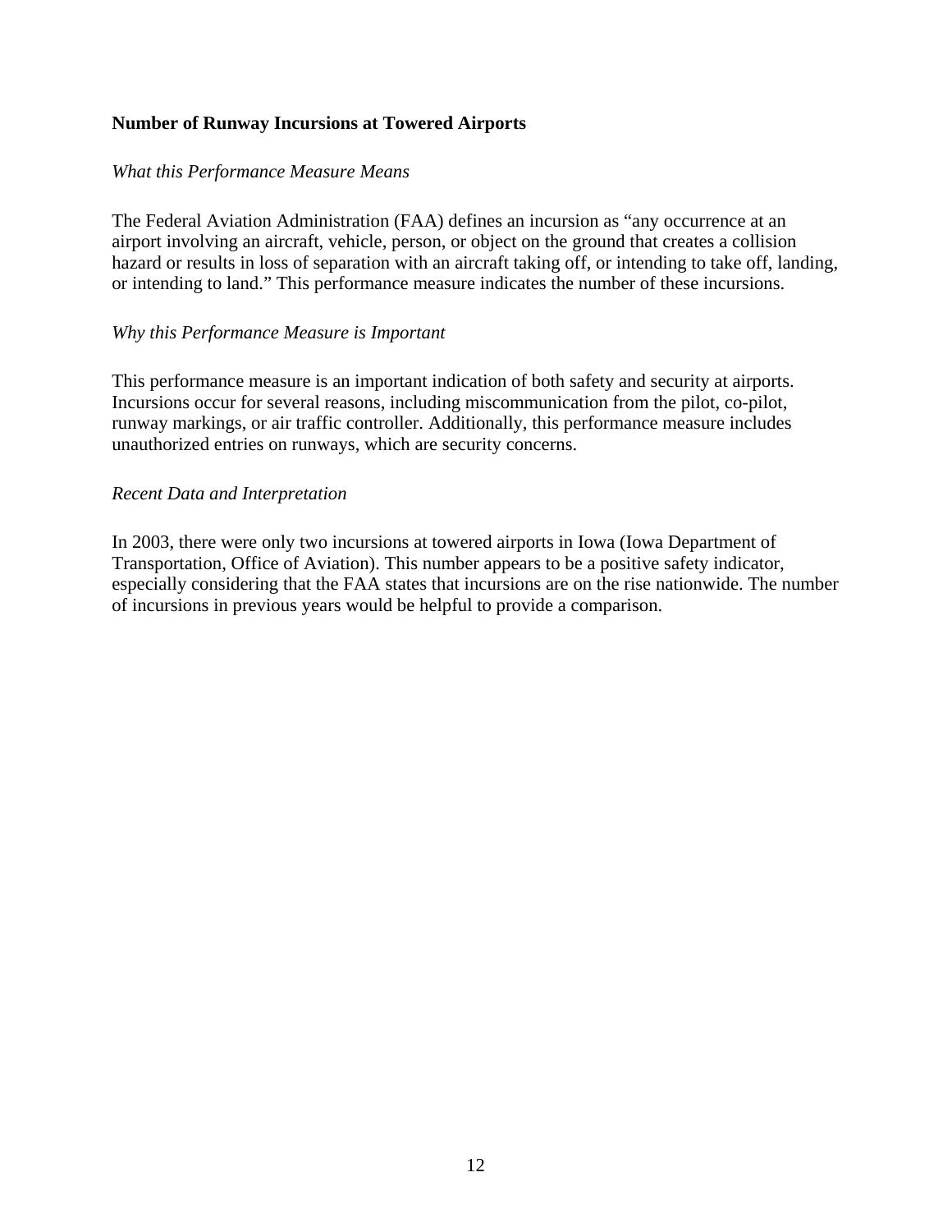**Number of Runway Incursions at Towered Airports**

*What this Performance Measure Means*

The Federal Aviation Administration (FAA) defines an incursion as "any occurrence at an airport involving an aircraft, vehicle, person, or object on the ground that creates a collision hazard or results in loss of separation with an aircraft taking off, or intending to take off, landing, or intending to land." This performance measure indicates the number of these incursions.

*Why this Performance Measure is Important*

This performance measure is an important indication of both safety and security at airports. Incursions occur for several reasons, including miscommunication from the pilot, co-pilot, runway markings, or air traffic controller. Additionally, this performance measure includes unauthorized entries on runways, which are security concerns.

*Recent Data and Interpretation*

In 2003, there were only two incursions at towered airports in Iowa (Iowa Department of Transportation, Office of Aviation). This number appears to be a positive safety indicator, especially considering that the FAA states that incursions are on the rise nationwide. The number of incursions in previous years would be helpful to provide a comparison.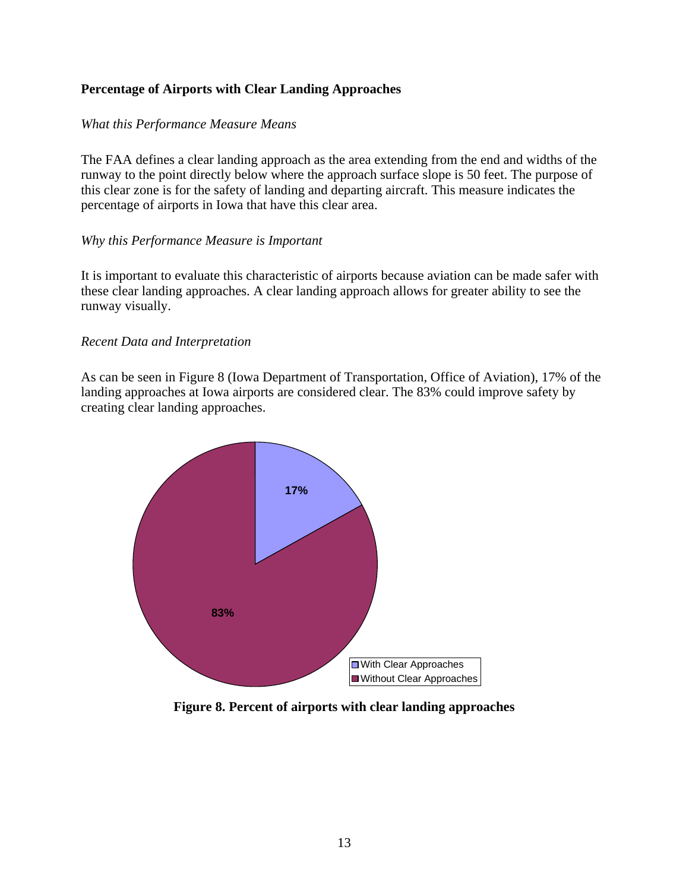**Percentage of Airports with Clear Landing Approaches**

*What this Performance Measure Means*

The FAA defines a clear landing approach as the area extending from the end and widths of the runway to the point directly below where the approach surface slope is 50 feet. The purpose of this clear zone is for the safety of landing and departing aircraft. This measure indicates the percentage of airports in Iowa that have this clear area.

*Why this Performance Measure is Important*

It is important to evaluate this characteristic of airports because aviation can be made safer with these clear landing approaches. A clear landing approach allows for greater ability to see the runway visually.

*Recent Data and Interpretation*

As can be seen in Figure 8 (Iowa Department of Transportation, Office of Aviation), 17% of the landing approaches at Iowa airports are considered clear. The 83% could improve safety by creating clear landing approaches.

**Figure 8. Percent of airports with clear landing approaches**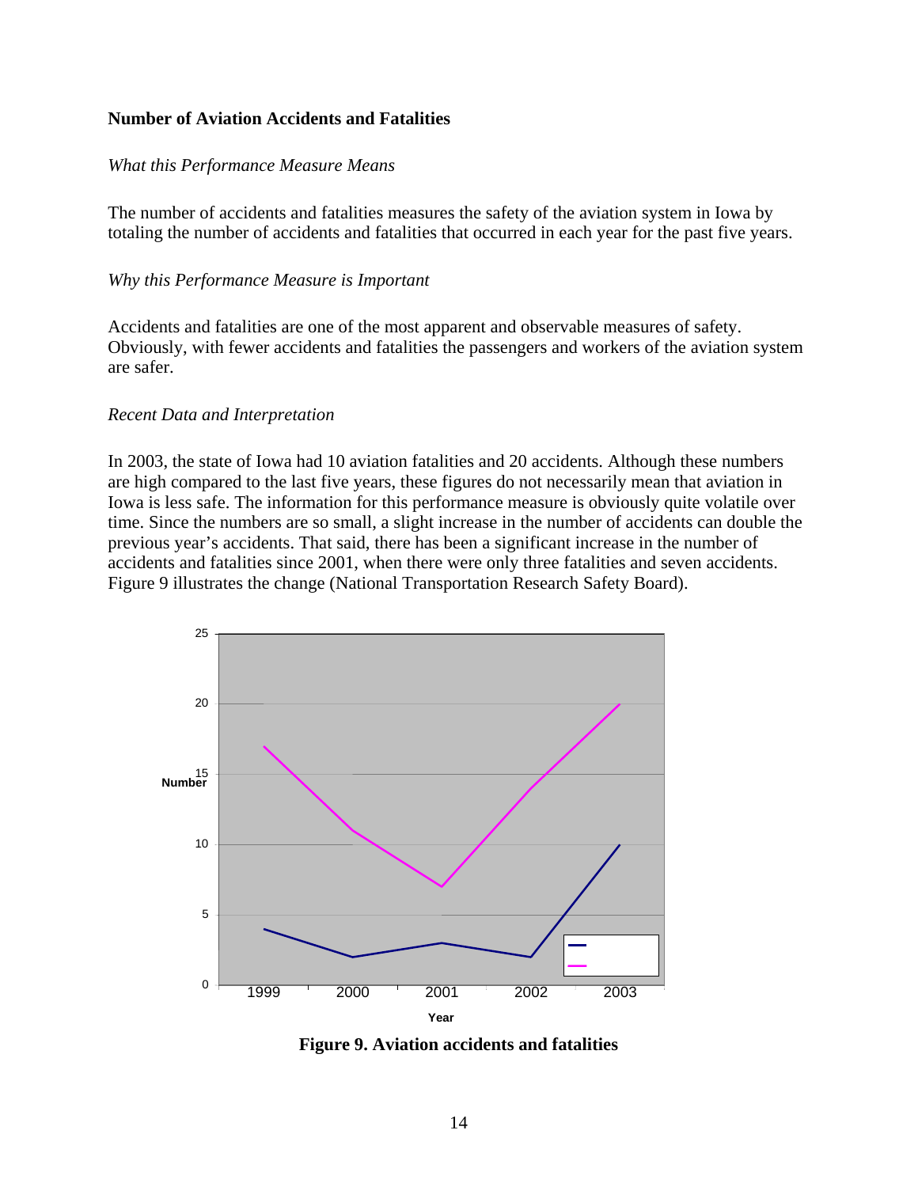**Number of Aviation Accidents and Fatalities**

*What this Performance Measure Means*

The number of accidents and fatalities measures the safety of the aviation system in Iowa by totaling the number of accidents and fatalities that occurred in each year for the past five years.

*Why this Performance Measure is Important*

Accidents and fatalities are one of the most apparent and observable measures of safety. Obviously, with fewer accidents and fatalities the passengers and workers of the aviation system are safer.

*Recent Data and Interpretation*

In 2003, the state of Iowa had 10 aviation fatalities and 20 accidents. Although these numbers are high compared to the last five years, these figures do not necessarily mean that aviation in Iowa is less safe. The information for this performance measure is obviously quite volatile over time. Since the numbers are so small, a slight increase in the number of accidents can double the previous year's accidents. That said, there has been a significant increase in the number of accidents and fatalities since 2001, when there were only three fatalities and seven accidents. Figure 9 illustrates the change (National Transportation Research Safety Board).

**Figure 9. Aviation accidents and fatalities**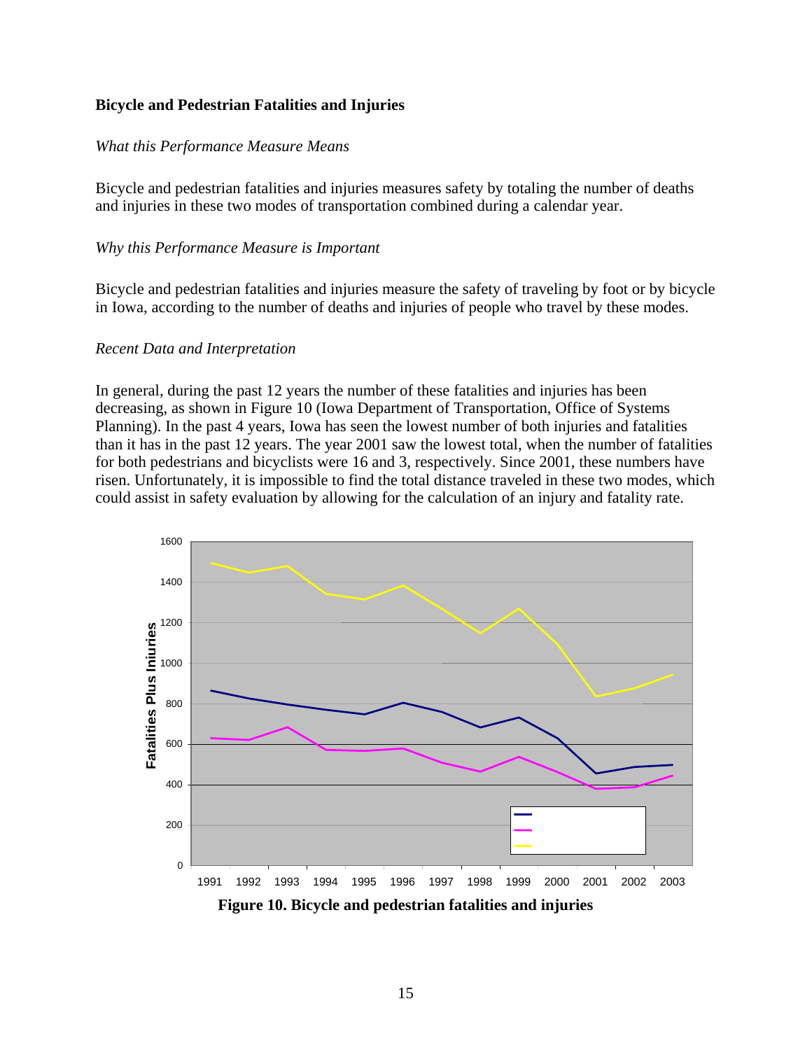**Bicycle and Pedestrian Fatalities and Injuries**

*What this Performance Measure Means*

Bicycle and pedestrian fatalities and injuries measures safety by totaling the number of deaths and injuries in these two modes of transportation combined during a calendar year.

*Why this Performance Measure is Important*

Bicycle and pedestrian fatalities and injuries measure the safety of traveling by foot or by bicycle in Iowa, according to the number of deaths and injuries of people who travel by these modes.

*Recent Data and Interpretation*

In general, during the past 12 years the number of these fatalities and injuries has been decreasing, as shown in Figure 10 (Iowa Department of Transportation, Office of Systems Planning). In the past 4 years, Iowa has seen the lowest number of both injuries and fatalities than it has in the past 12 years. The year 2001 saw the lowest total, when the number of fatalities for both pedestrians and bicyclists were 16 and 3, respectively. Since 2001, these numbers have risen. Unfortunately, it is impossible to find the total distance traveled in these two modes, which could assist in safety evaluation by allowing for the calculation of an injury and fatality rate.

**Figure 10. Bicycle and pedestrian fatalities and injuries**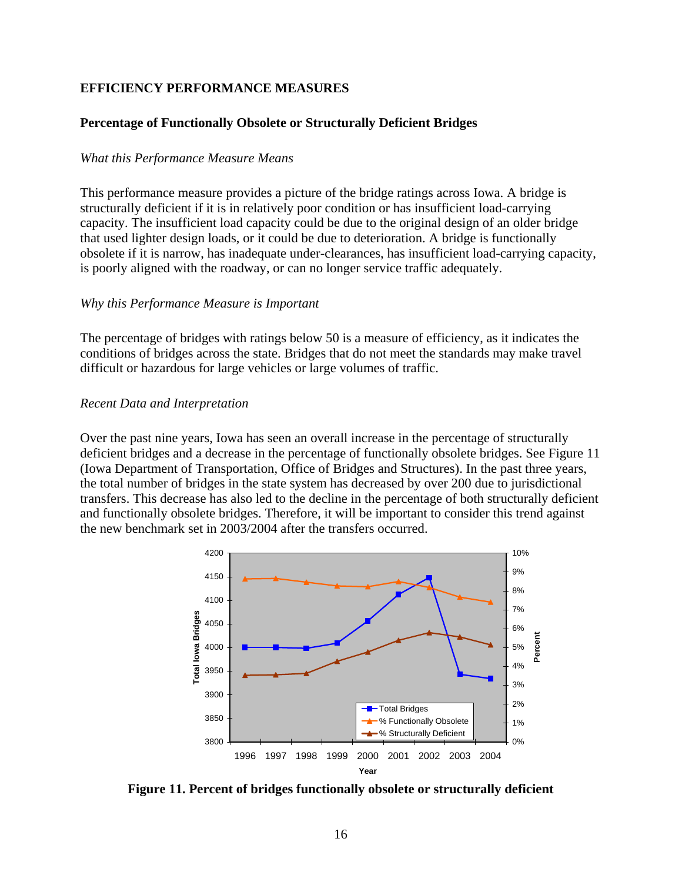## EFFICIENCY PERFORMANCE MEASURES

### Percentage of Functionally Obsolete or Structurally Deficient Bridges

*What this Performance Measure Means*

This performance measure provides a picture of the bridge ratings across Iowa. A bridge is structurally deficient if it is in relatively poor condition or has insufficient load-carrying capacity. The insufficient load capacity could be due to the original design of an older bridge that used lighter design loads, or it could be due to deterioration. A bridge is functionally obsolete if it is narrow, has inadequate under-clearances, has insufficient load-carrying capacity, is poorly aligned with the roadway, or can no longer service traffic adequately.

*Why this Performance Measure is Important*

The percentage of bridges with ratings below 50 is a measure of efficiency, as it indicates the conditions of bridges across the state. Bridges that do not meet the standards may make travel difficult or hazardous for large vehicles or large volumes of traffic.

*Recent Data and Interpretation*

Over the past nine years, Iowa has seen an overall increase in the percentage of structurally deficient bridges and a decrease in the percentage of functionally obsolete bridges. See Figure 11 (Iowa Department of Transportation, Office of Bridges and Structures). In the past three years, the total number of bridges in the state system has decreased by over 200 due to jurisdictional transfers. This decrease has also led to the decline in the percentage of both structurally deficient and functionally obsolete bridges. Therefore, it will be important to consider this trend against the new benchmark set in 2003/2004 after the transfers occurred.

**Figure 11. Percent of bridges functionally obsolete or structurally deficient**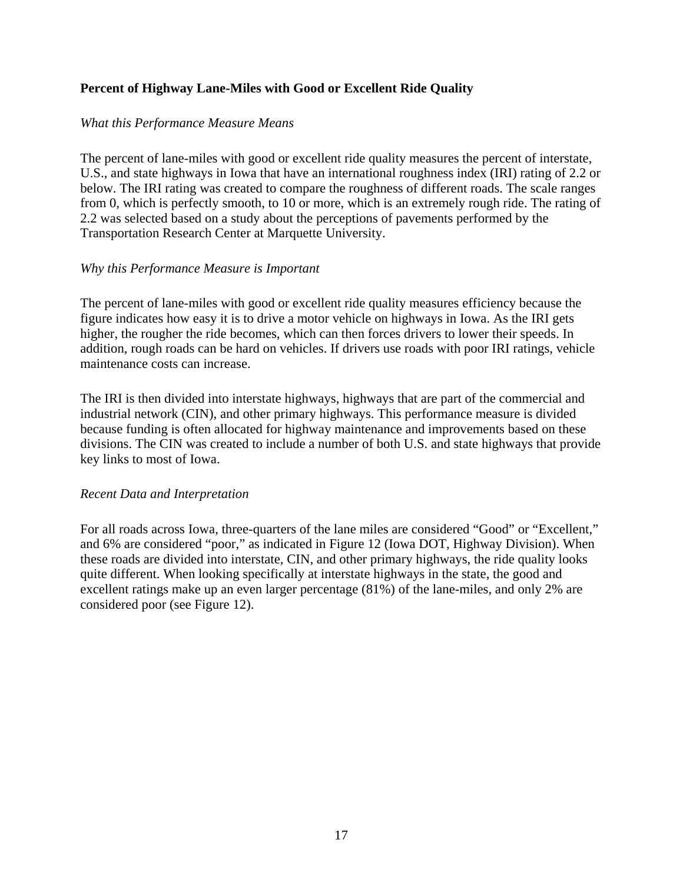**Percent of Highway Lane-Miles with Good or Excellent Ride Quality**

*What this Performance Measure Means*

The percent of lane-miles with good or excellent ride quality measures the percent of interstate, U.S., and state highways in Iowa that have an international roughness index (IRI) rating of 2.2 or below. The IRI rating was created to compare the roughness of different roads. The scale ranges from 0, which is perfectly smooth, to 10 or more, which is an extremely rough ride. The rating of 2.2 was selected based on a study about the perceptions of pavements performed by the Transportation Research Center at Marquette University.

*Why this Performance Measure is Important*

The percent of lane-miles with good or excellent ride quality measures efficiency because the figure indicates how easy it is to drive a motor vehicle on highways in Iowa. As the IRI gets higher, the rougher the ride becomes, which can then forces drivers to lower their speeds. In addition, rough roads can be hard on vehicles. If drivers use roads with poor IRI ratings, vehicle maintenance costs can increase.

The IRI is then divided into interstate highways, highways that are part of the commercial and industrial network (CIN), and other primary highways. This performance measure is divided because funding is often allocated for highway maintenance and improvements based on these divisions. The CIN was created to include a number of both U.S. and state highways that provide key links to most of Iowa.

*Recent Data and Interpretation*

For all roads across Iowa, three-quarters of the lane miles are considered “Good” or “Excellent,” and 6% are considered “poor,” as indicated in Figure 12 (Iowa DOT, Highway Division). When these roads are divided into interstate, CIN, and other primary highways, the ride quality looks quite different. When looking specifically at interstate highways in the state, the good and excellent ratings make up an even larger percentage (81%) of the lane-miles, and only 2% are considered poor (see Figure 12).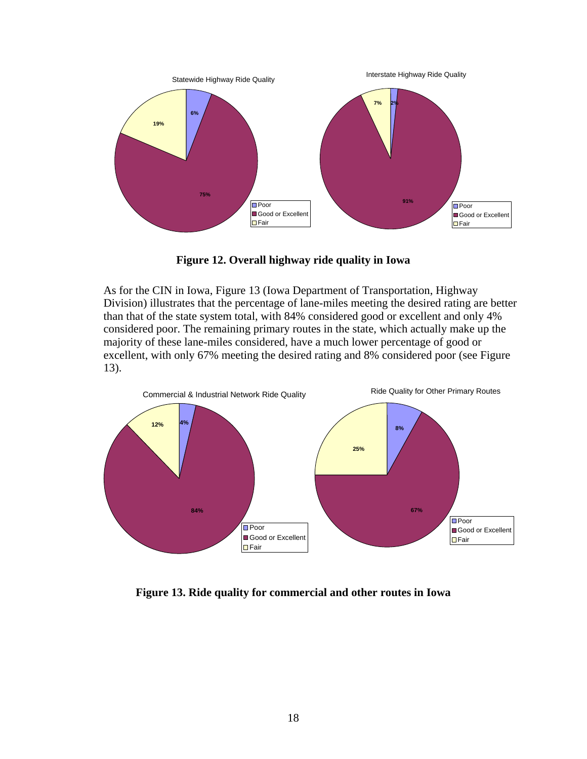Statewide Highway Ride Quality

6%
75%
19%

Poor
Good or Excellent
Fair

Interstate Highway Ride Quality

2%
91%
7%

Poor
Good or Excellent
Fair

**Figure 12. Overall highway ride quality in Iowa**

As for the CIN in Iowa, Figure 13 (Iowa Department of Transportation, Highway Division) illustrates that the percentage of lane-miles meeting the desired rating are better than that of the state system total, with 84% considered good or excellent and only 4% considered poor. The remaining primary routes in the state, which actually make up the majority of these lane-miles considered, have a much lower percentage of good or excellent, with only 67% meeting the desired rating and 8% considered poor (see Figure 13).

Commercial & Industrial Network Ride Quality

4%
84%
12%

Poor
Good or Excellent
Fair

Ride Quality for Other Primary Routes

8%
67%
25%

Poor
Good or Excellent
Fair

**Figure 13. Ride quality for commercial and other routes in Iowa**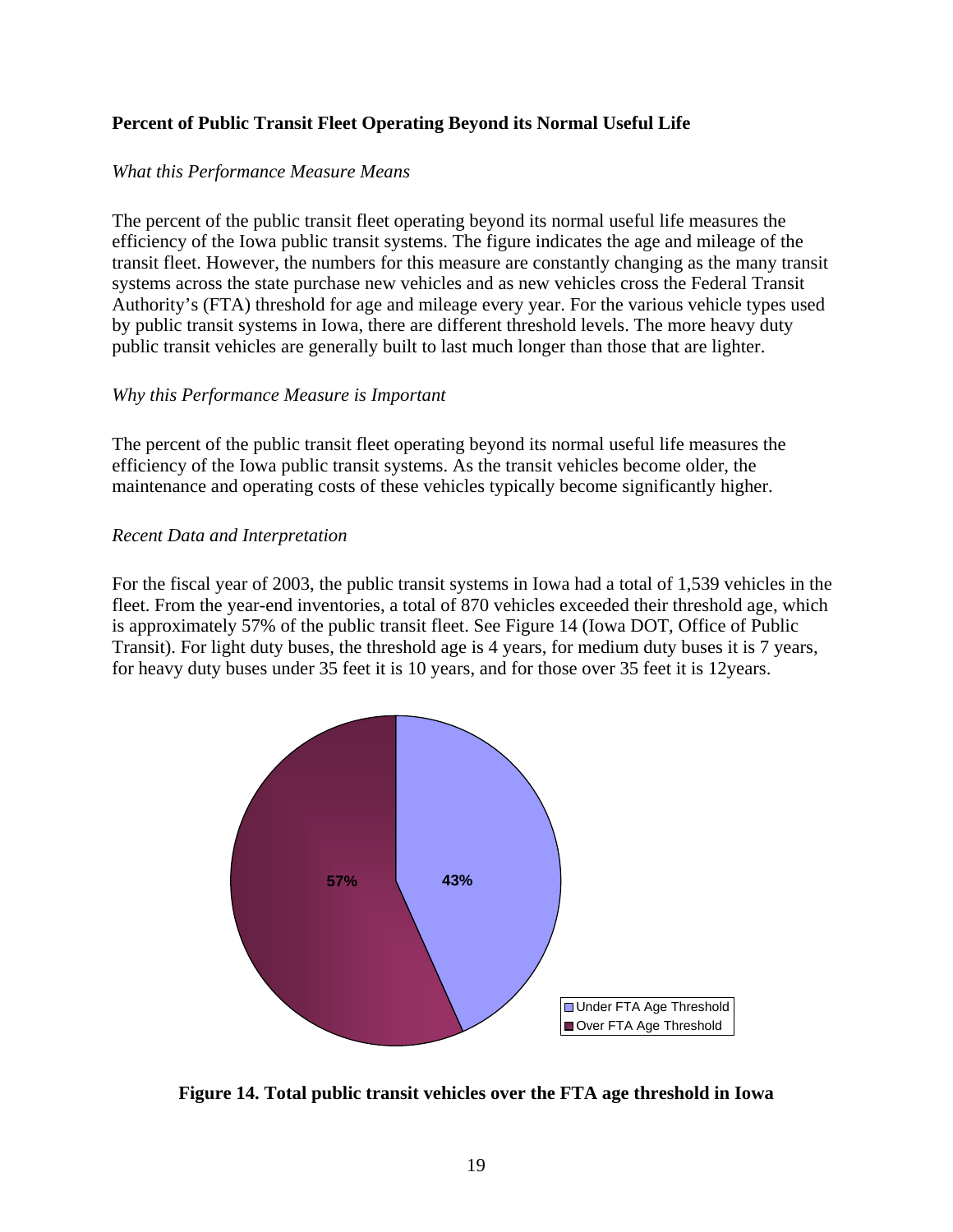### Percent of Public Transit Fleet Operating Beyond its Normal Useful Life

*What this Performance Measure Means*

The percent of the public transit fleet operating beyond its normal useful life measures the efficiency of the Iowa public transit systems. The figure indicates the age and mileage of the transit fleet. However, the numbers for this measure are constantly changing as the many transit systems across the state purchase new vehicles and as new vehicles cross the Federal Transit Authority's (FTA) threshold for age and mileage every year. For the various vehicle types used by public transit systems in Iowa, there are different threshold levels. The more heavy duty public transit vehicles are generally built to last much longer than those that are lighter.

*Why this Performance Measure is Important*

The percent of the public transit fleet operating beyond its normal useful life measures the efficiency of the Iowa public transit systems. As the transit vehicles become older, the maintenance and operating costs of these vehicles typically become significantly higher.

*Recent Data and Interpretation*

For the fiscal year of 2003, the public transit systems in Iowa had a total of 1,539 vehicles in the fleet. From the year-end inventories, a total of 870 vehicles exceeded their threshold age, which is approximately 57% of the public transit fleet. See Figure 14 (Iowa DOT, Office of Public Transit). For light duty buses, the threshold age is 4 years, for medium duty buses it is 7 years, for heavy duty buses under 35 feet it is 10 years, and for those over 35 feet it is 12years.

| Category | Percent |
|---|---|
| Under FTA Age Threshold | 43% |
| Over FTA Age Threshold | 57% |

**Figure 14. Total public transit vehicles over the FTA age threshold in Iowa**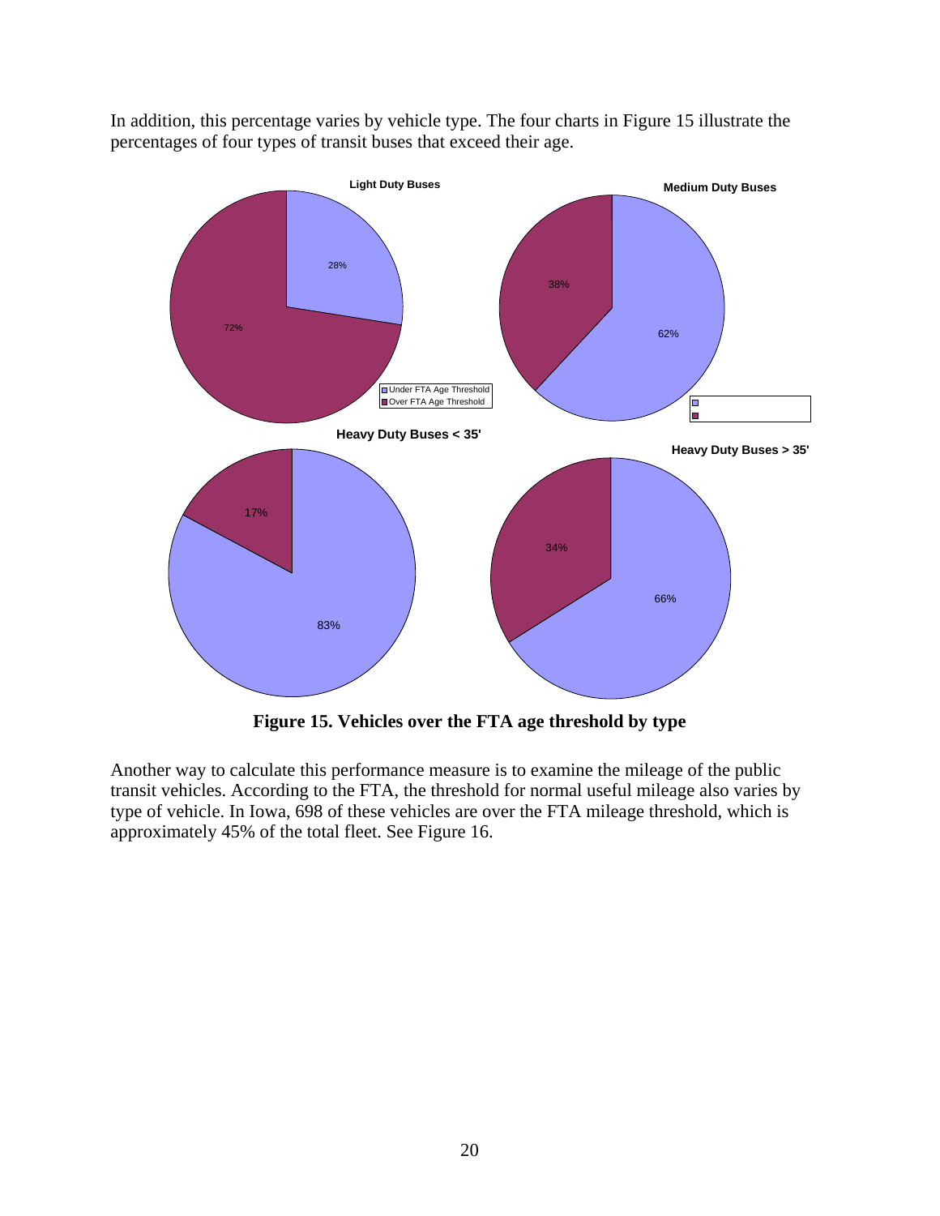In addition, this percentage varies by vehicle type. The four charts in Figure 15 illustrate the percentages of four types of transit buses that exceed their age.

**Figure 15. Vehicles over the FTA age threshold by type**

Another way to calculate this performance measure is to examine the mileage of the public transit vehicles. According to the FTA, the threshold for normal useful mileage also varies by type of vehicle. In Iowa, 698 of these vehicles are over the FTA mileage threshold, which is approximately 45% of the total fleet. See Figure 16.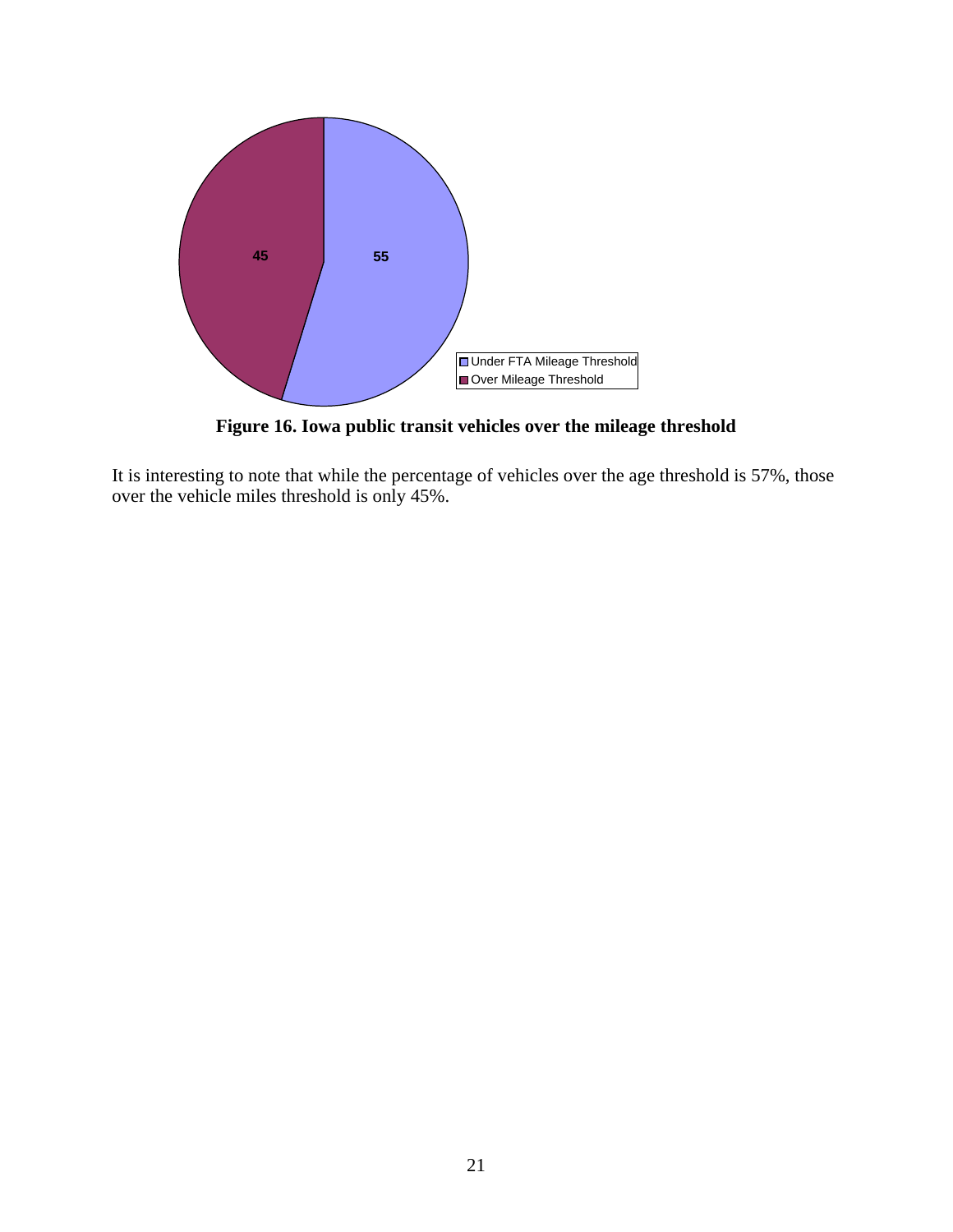**Figure 16. Iowa public transit vehicles over the mileage threshold**

It is interesting to note that while the percentage of vehicles over the age threshold is 57%, those over the vehicle miles threshold is only 45%.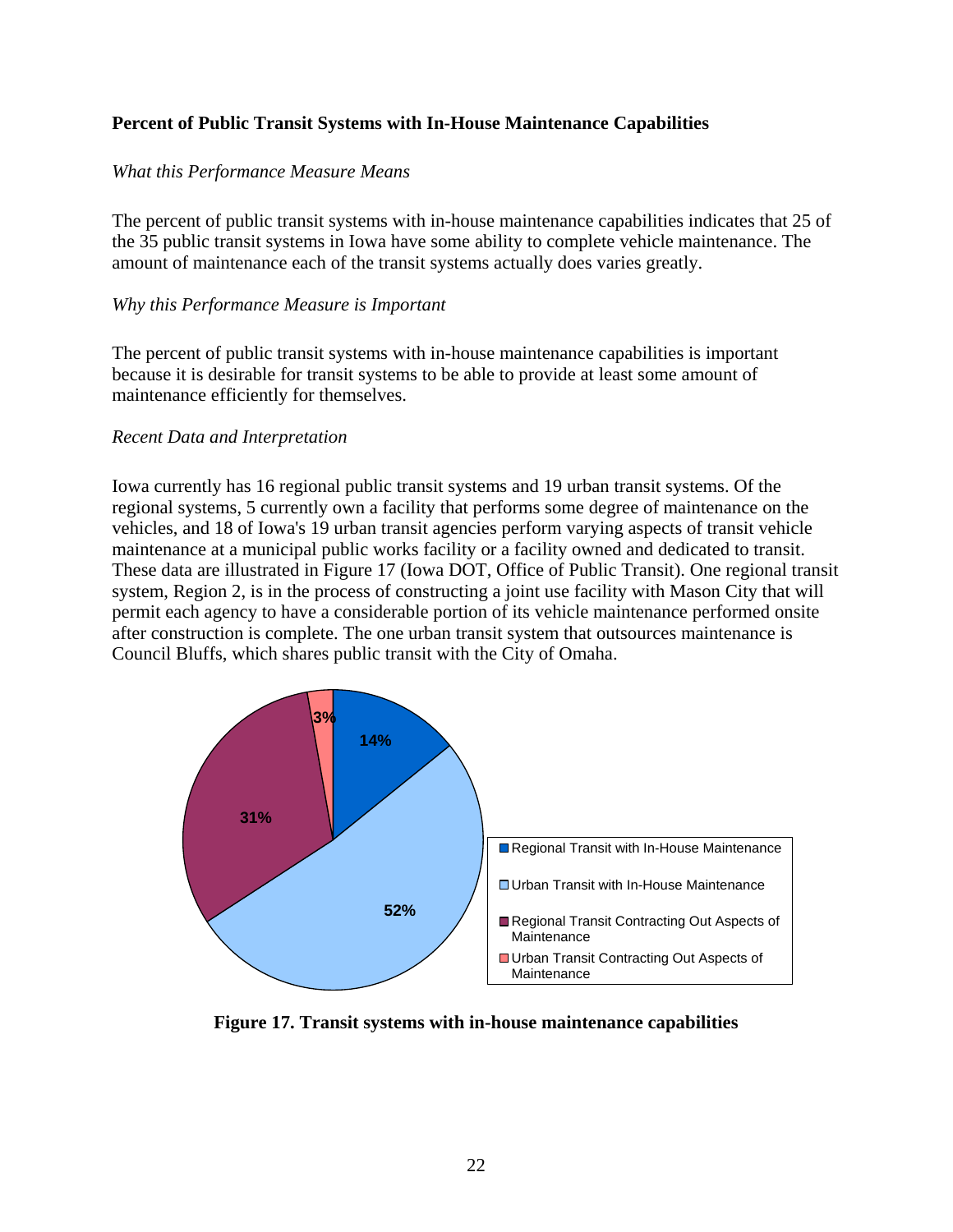**Percent of Public Transit Systems with In-House Maintenance Capabilities**

*What this Performance Measure Means*

The percent of public transit systems with in-house maintenance capabilities indicates that 25 of the 35 public transit systems in Iowa have some ability to complete vehicle maintenance. The amount of maintenance each of the transit systems actually does varies greatly.

*Why this Performance Measure is Important*

The percent of public transit systems with in-house maintenance capabilities is important because it is desirable for transit systems to be able to provide at least some amount of maintenance efficiently for themselves.

*Recent Data and Interpretation*

Iowa currently has 16 regional public transit systems and 19 urban transit systems. Of the regional systems, 5 currently own a facility that performs some degree of maintenance on the vehicles, and 18 of Iowa's 19 urban transit agencies perform varying aspects of transit vehicle maintenance at a municipal public works facility or a facility owned and dedicated to transit. These data are illustrated in Figure 17 (Iowa DOT, Office of Public Transit). One regional transit system, Region 2, is in the process of constructing a joint use facility with Mason City that will permit each agency to have a considerable portion of its vehicle maintenance performed onsite after construction is complete. The one urban transit system that outsources maintenance is Council Bluffs, which shares public transit with the City of Omaha.

| Category | Percent |
|---|---|
| Regional Transit with In-House Maintenance | 14% |
| Urban Transit with In-House Maintenance | 52% |
| Regional Transit Contracting Out Aspects of Maintenance | 31% |
| Urban Transit Contracting Out Aspects of Maintenance | 3% |

**Figure 17. Transit systems with in-house maintenance capabilities**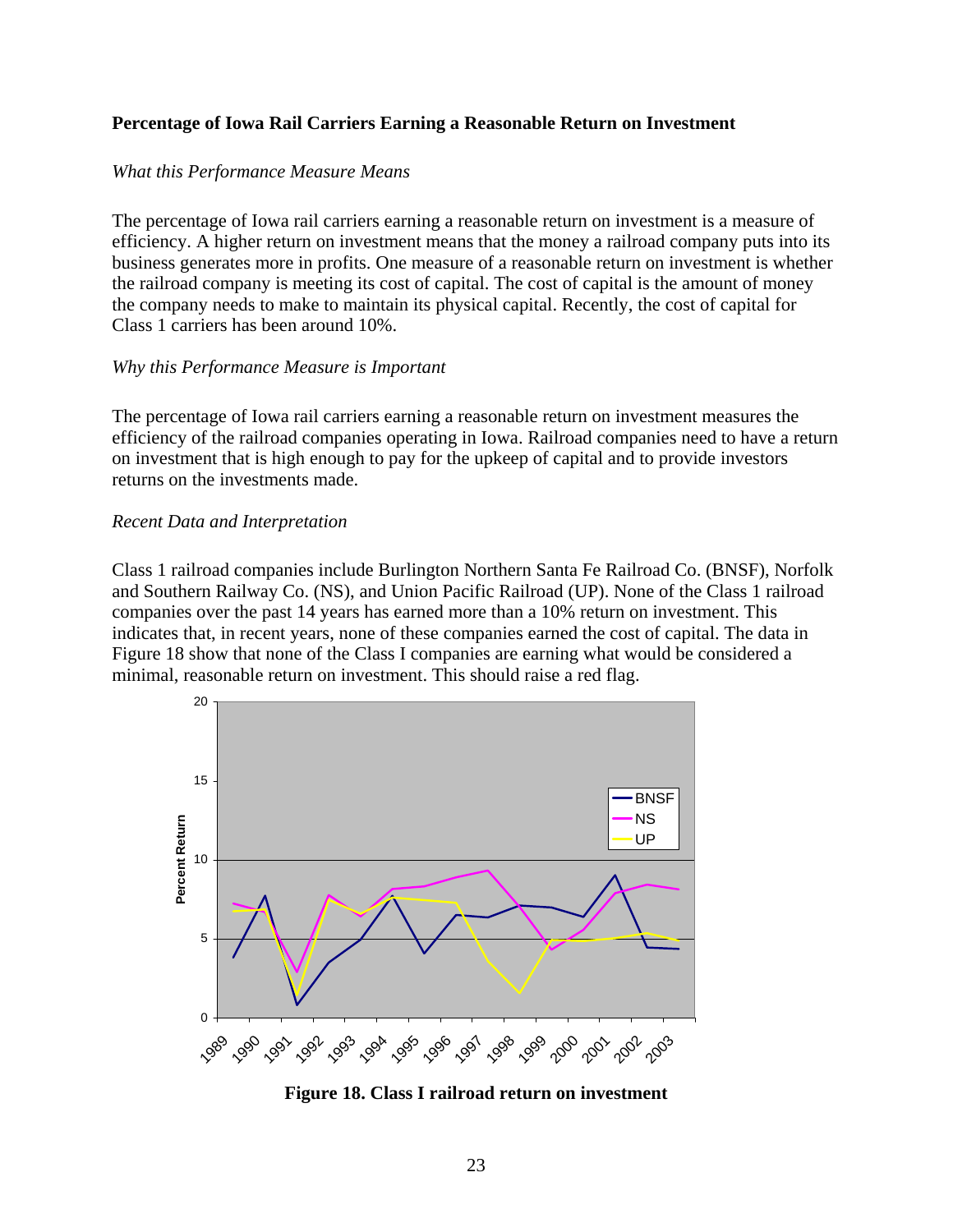**Percentage of Iowa Rail Carriers Earning a Reasonable Return on Investment**

*What this Performance Measure Means*

The percentage of Iowa rail carriers earning a reasonable return on investment is a measure of efficiency. A higher return on investment means that the money a railroad company puts into its business generates more in profits. One measure of a reasonable return on investment is whether the railroad company is meeting its cost of capital. The cost of capital is the amount of money the company needs to make to maintain its physical capital. Recently, the cost of capital for Class 1 carriers has been around 10%.

*Why this Performance Measure is Important*

The percentage of Iowa rail carriers earning a reasonable return on investment measures the efficiency of the railroad companies operating in Iowa. Railroad companies need to have a return on investment that is high enough to pay for the upkeep of capital and to provide investors returns on the investments made.

*Recent Data and Interpretation*

Class 1 railroad companies include Burlington Northern Santa Fe Railroad Co. (BNSF), Norfolk and Southern Railway Co. (NS), and Union Pacific Railroad (UP). None of the Class 1 railroad companies over the past 14 years has earned more than a 10% return on investment. This indicates that, in recent years, none of these companies earned the cost of capital. The data in Figure 18 show that none of the Class I companies are earning what would be considered a minimal, reasonable return on investment. This should raise a red flag.

**Figure 18. Class I railroad return on investment**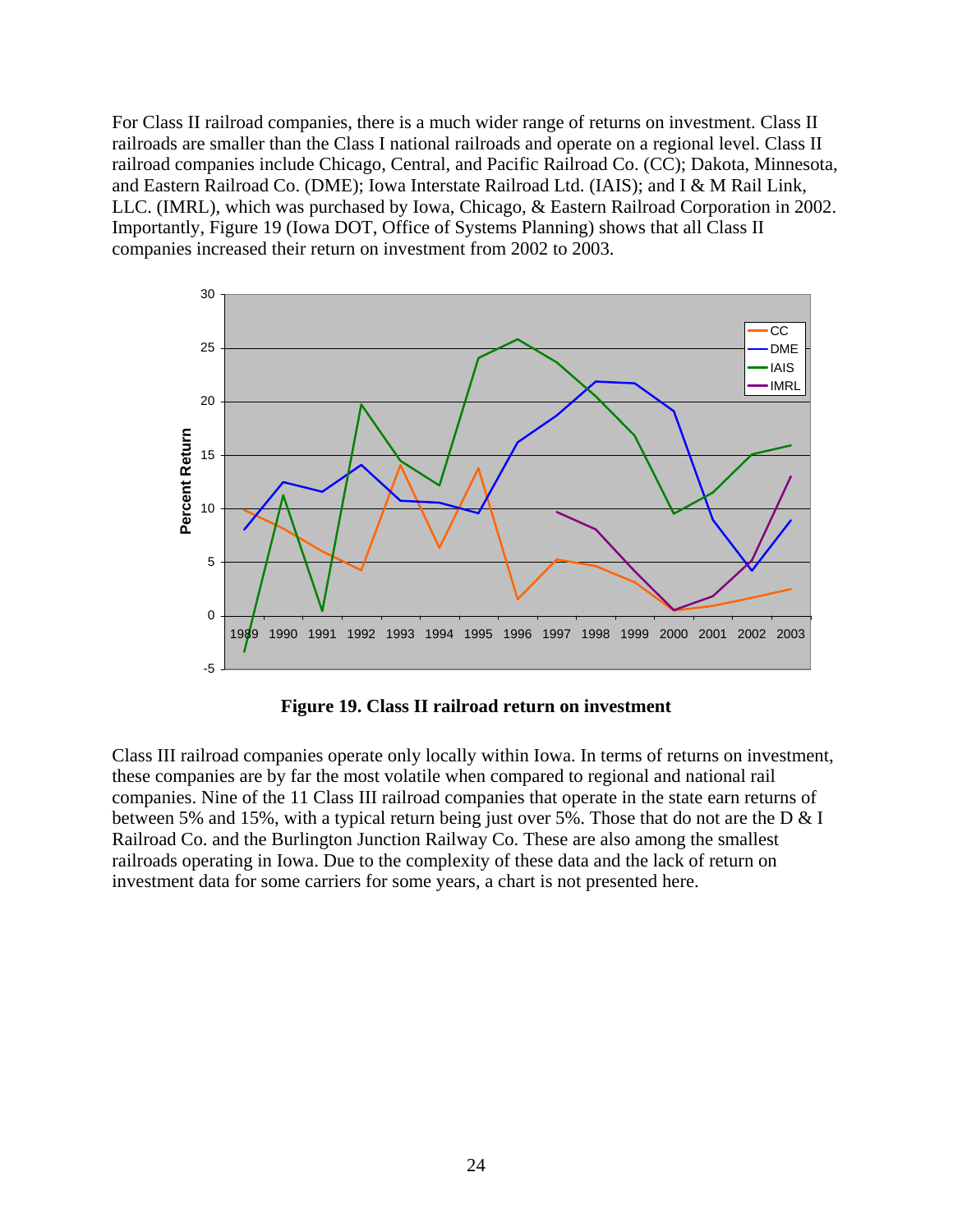For Class II railroad companies, there is a much wider range of returns on investment. Class II railroads are smaller than the Class I national railroads and operate on a regional level. Class II railroad companies include Chicago, Central, and Pacific Railroad Co. (CC); Dakota, Minnesota, and Eastern Railroad Co. (DME); Iowa Interstate Railroad Ltd. (IAIS); and I & M Rail Link, LLC. (IMRL), which was purchased by Iowa, Chicago, & Eastern Railroad Corporation in 2002. Importantly, Figure 19 (Iowa DOT, Office of Systems Planning) shows that all Class II companies increased their return on investment from 2002 to 2003.

**Figure 19. Class II railroad return on investment**

Class III railroad companies operate only locally within Iowa. In terms of returns on investment, these companies are by far the most volatile when compared to regional and national rail companies. Nine of the 11 Class III railroad companies that operate in the state earn returns of between 5% and 15%, with a typical return being just over 5%. Those that do not are the D & I Railroad Co. and the Burlington Junction Railway Co. These are also among the smallest railroads operating in Iowa. Due to the complexity of these data and the lack of return on investment data for some carriers for some years, a chart is not presented here.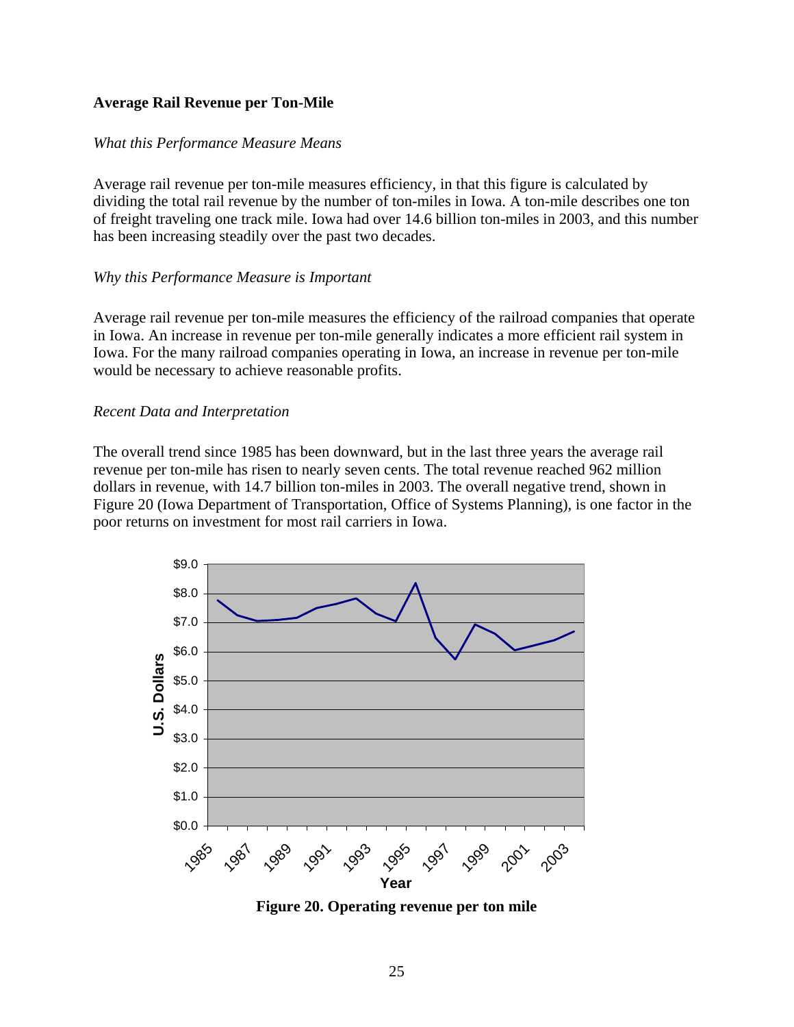### Average Rail Revenue per Ton-Mile

*What this Performance Measure Means*

Average rail revenue per ton-mile measures efficiency, in that this figure is calculated by dividing the total rail revenue by the number of ton-miles in Iowa. A ton-mile describes one ton of freight traveling one track mile. Iowa had over 14.6 billion ton-miles in 2003, and this number has been increasing steadily over the past two decades.

*Why this Performance Measure is Important*

Average rail revenue per ton-mile measures the efficiency of the railroad companies that operate in Iowa. An increase in revenue per ton-mile generally indicates a more efficient rail system in Iowa. For the many railroad companies operating in Iowa, an increase in revenue per ton-mile would be necessary to achieve reasonable profits.

*Recent Data and Interpretation*

The overall trend since 1985 has been downward, but in the last three years the average rail revenue per ton-mile has risen to nearly seven cents. The total revenue reached 962 million dollars in revenue, with 14.7 billion ton-miles in 2003. The overall negative trend, shown in Figure 20 (Iowa Department of Transportation, Office of Systems Planning), is one factor in the poor returns on investment for most rail carriers in Iowa.

**Figure 20. Operating revenue per ton mile**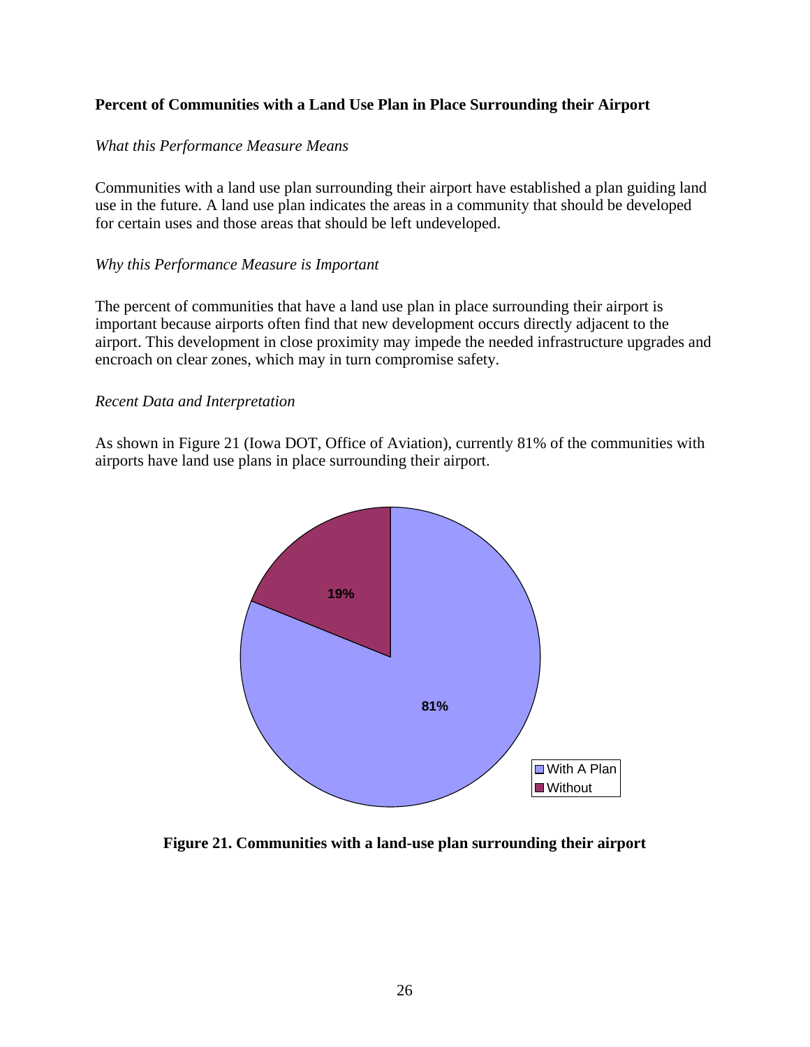**Percent of Communities with a Land Use Plan in Place Surrounding their Airport**

*What this Performance Measure Means*

Communities with a land use plan surrounding their airport have established a plan guiding land use in the future. A land use plan indicates the areas in a community that should be developed for certain uses and those areas that should be left undeveloped.

*Why this Performance Measure is Important*

The percent of communities that have a land use plan in place surrounding their airport is important because airports often find that new development occurs directly adjacent to the airport. This development in close proximity may impede the needed infrastructure upgrades and encroach on clear zones, which may in turn compromise safety.

*Recent Data and Interpretation*

As shown in Figure 21 (Iowa DOT, Office of Aviation), currently 81% of the communities with airports have land use plans in place surrounding their airport.

**Figure 21. Communities with a land-use plan surrounding their airport**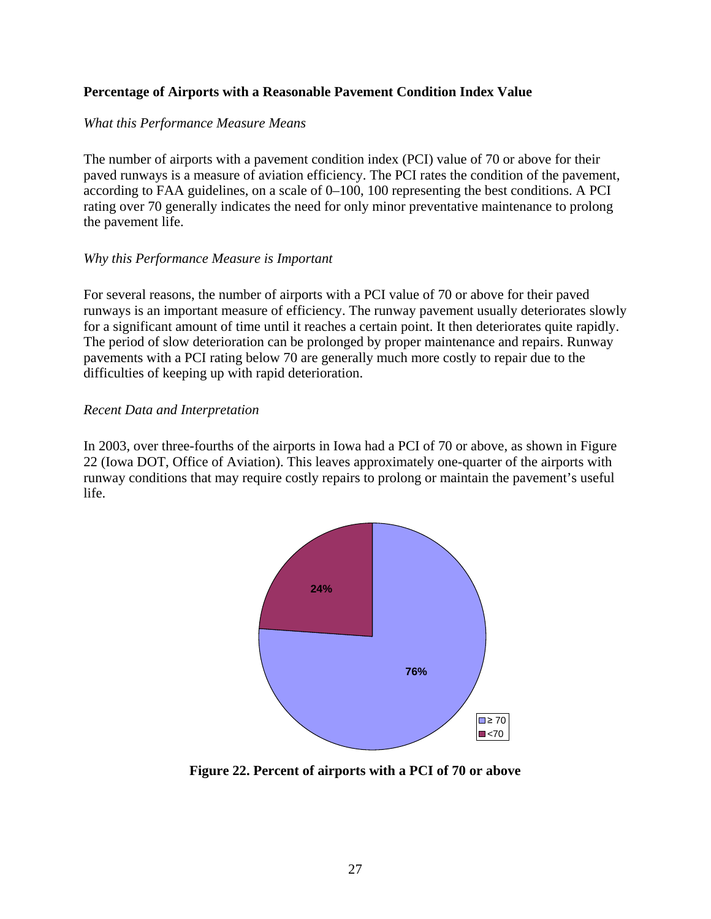## Percentage of Airports with a Reasonable Pavement Condition Index Value

*What this Performance Measure Means*

The number of airports with a pavement condition index (PCI) value of 70 or above for their paved runways is a measure of aviation efficiency. The PCI rates the condition of the pavement, according to FAA guidelines, on a scale of 0–100, 100 representing the best conditions. A PCI rating over 70 generally indicates the need for only minor preventative maintenance to prolong the pavement life.

*Why this Performance Measure is Important*

For several reasons, the number of airports with a PCI value of 70 or above for their paved runways is an important measure of efficiency. The runway pavement usually deteriorates slowly for a significant amount of time until it reaches a certain point. It then deteriorates quite rapidly. The period of slow deterioration can be prolonged by proper maintenance and repairs. Runway pavements with a PCI rating below 70 are generally much more costly to repair due to the difficulties of keeping up with rapid deterioration.

*Recent Data and Interpretation*

In 2003, over three-fourths of the airports in Iowa had a PCI of 70 or above, as shown in Figure 22 (Iowa DOT, Office of Aviation). This leaves approximately one-quarter of the airports with runway conditions that may require costly repairs to prolong or maintain the pavement's useful life.

| PCI | Percent |
| --- | --- |
| ≥ 70 | 76% |
| <70 | 24% |

**Figure 22. Percent of airports with a PCI of 70 or above**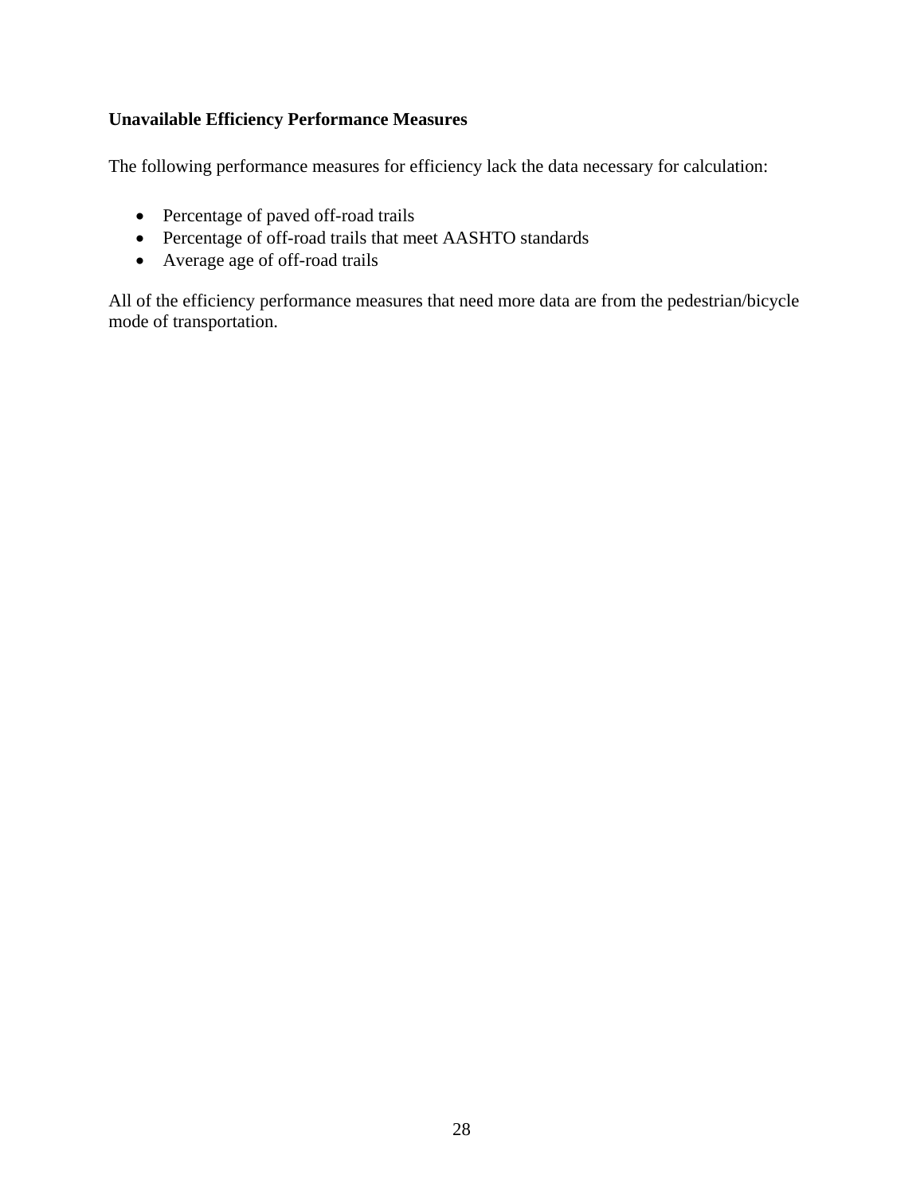**Unavailable Efficiency Performance Measures**

The following performance measures for efficiency lack the data necessary for calculation:

- Percentage of paved off-road trails
- Percentage of off-road trails that meet AASHTO standards
- Average age of off-road trails

All of the efficiency performance measures that need more data are from the pedestrian/bicycle mode of transportation.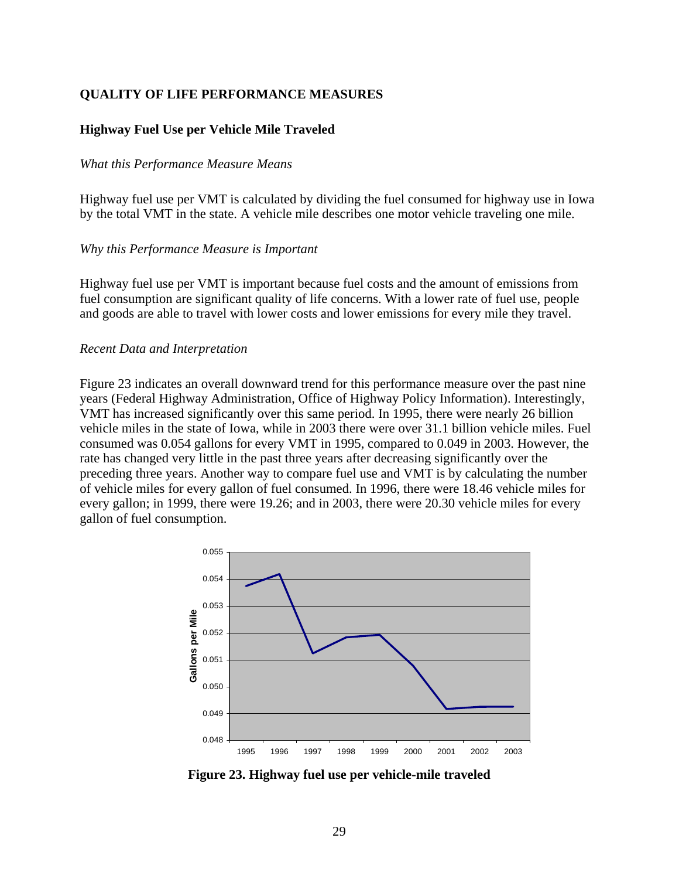## QUALITY OF LIFE PERFORMANCE MEASURES

### Highway Fuel Use per Vehicle Mile Traveled

*What this Performance Measure Means*

Highway fuel use per VMT is calculated by dividing the fuel consumed for highway use in Iowa by the total VMT in the state. A vehicle mile describes one motor vehicle traveling one mile.

*Why this Performance Measure is Important*

Highway fuel use per VMT is important because fuel costs and the amount of emissions from fuel consumption are significant quality of life concerns. With a lower rate of fuel use, people and goods are able to travel with lower costs and lower emissions for every mile they travel.

*Recent Data and Interpretation*

Figure 23 indicates an overall downward trend for this performance measure over the past nine years (Federal Highway Administration, Office of Highway Policy Information). Interestingly, VMT has increased significantly over this same period. In 1995, there were nearly 26 billion vehicle miles in the state of Iowa, while in 2003 there were over 31.1 billion vehicle miles. Fuel consumed was 0.054 gallons for every VMT in 1995, compared to 0.049 in 2003. However, the rate has changed very little in the past three years after decreasing significantly over the preceding three years. Another way to compare fuel use and VMT is by calculating the number of vehicle miles for every gallon of fuel consumed. In 1996, there were 18.46 vehicle miles for every gallon; in 1999, there were 19.26; and in 2003, there were 20.30 vehicle miles for every gallon of fuel consumption.

**Figure 23. Highway fuel use per vehicle-mile traveled**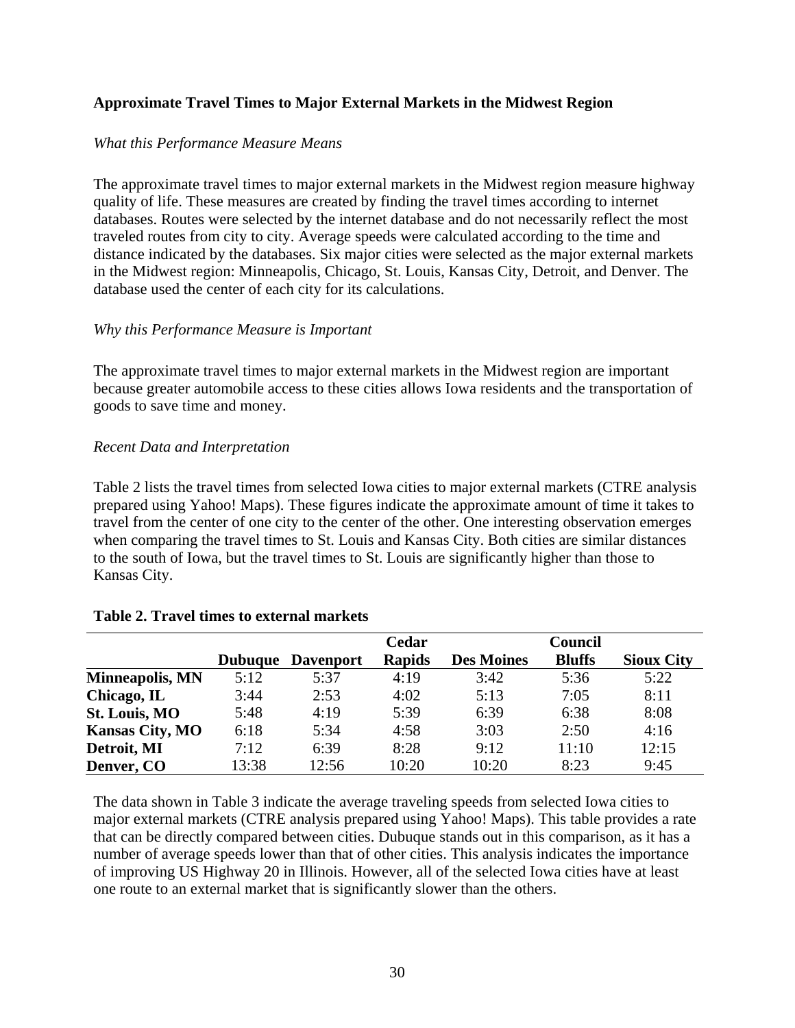**Approximate Travel Times to Major External Markets in the Midwest Region**

*What this Performance Measure Means*

The approximate travel times to major external markets in the Midwest region measure highway quality of life. These measures are created by finding the travel times according to internet databases. Routes were selected by the internet database and do not necessarily reflect the most traveled routes from city to city. Average speeds were calculated according to the time and distance indicated by the databases. Six major cities were selected as the major external markets in the Midwest region: Minneapolis, Chicago, St. Louis, Kansas City, Detroit, and Denver. The database used the center of each city for its calculations.

*Why this Performance Measure is Important*

The approximate travel times to major external markets in the Midwest region are important because greater automobile access to these cities allows Iowa residents and the transportation of goods to save time and money.

*Recent Data and Interpretation*

Table 2 lists the travel times from selected Iowa cities to major external markets (CTRE analysis prepared using Yahoo! Maps). These figures indicate the approximate amount of time it takes to travel from the center of one city to the center of the other. One interesting observation emerges when comparing the travel times to St. Louis and Kansas City. Both cities are similar distances to the south of Iowa, but the travel times to St. Louis are significantly higher than those to Kansas City.

**Table 2. Travel times to external markets**

| | Dubuque | Davenport | Cedar Rapids | Des Moines | Council Bluffs | Sioux City |
|---|---|---|---|---|---|---|
| **Minneapolis, MN** | 5:12 | 5:37 | 4:19 | 3:42 | 5:36 | 5:22 |
| **Chicago, IL** | 3:44 | 2:53 | 4:02 | 5:13 | 7:05 | 8:11 |
| **St. Louis, MO** | 5:48 | 4:19 | 5:39 | 6:39 | 6:38 | 8:08 |
| **Kansas City, MO** | 6:18 | 5:34 | 4:58 | 3:03 | 2:50 | 4:16 |
| **Detroit, MI** | 7:12 | 6:39 | 8:28 | 9:12 | 11:10 | 12:15 |
| **Denver, CO** | 13:38 | 12:56 | 10:20 | 10:20 | 8:23 | 9:45 |

The data shown in Table 3 indicate the average traveling speeds from selected Iowa cities to major external markets (CTRE analysis prepared using Yahoo! Maps). This table provides a rate that can be directly compared between cities. Dubuque stands out in this comparison, as it has a number of average speeds lower than that of other cities. This analysis indicates the importance of improving US Highway 20 in Illinois. However, all of the selected Iowa cities have at least one route to an external market that is significantly slower than the others.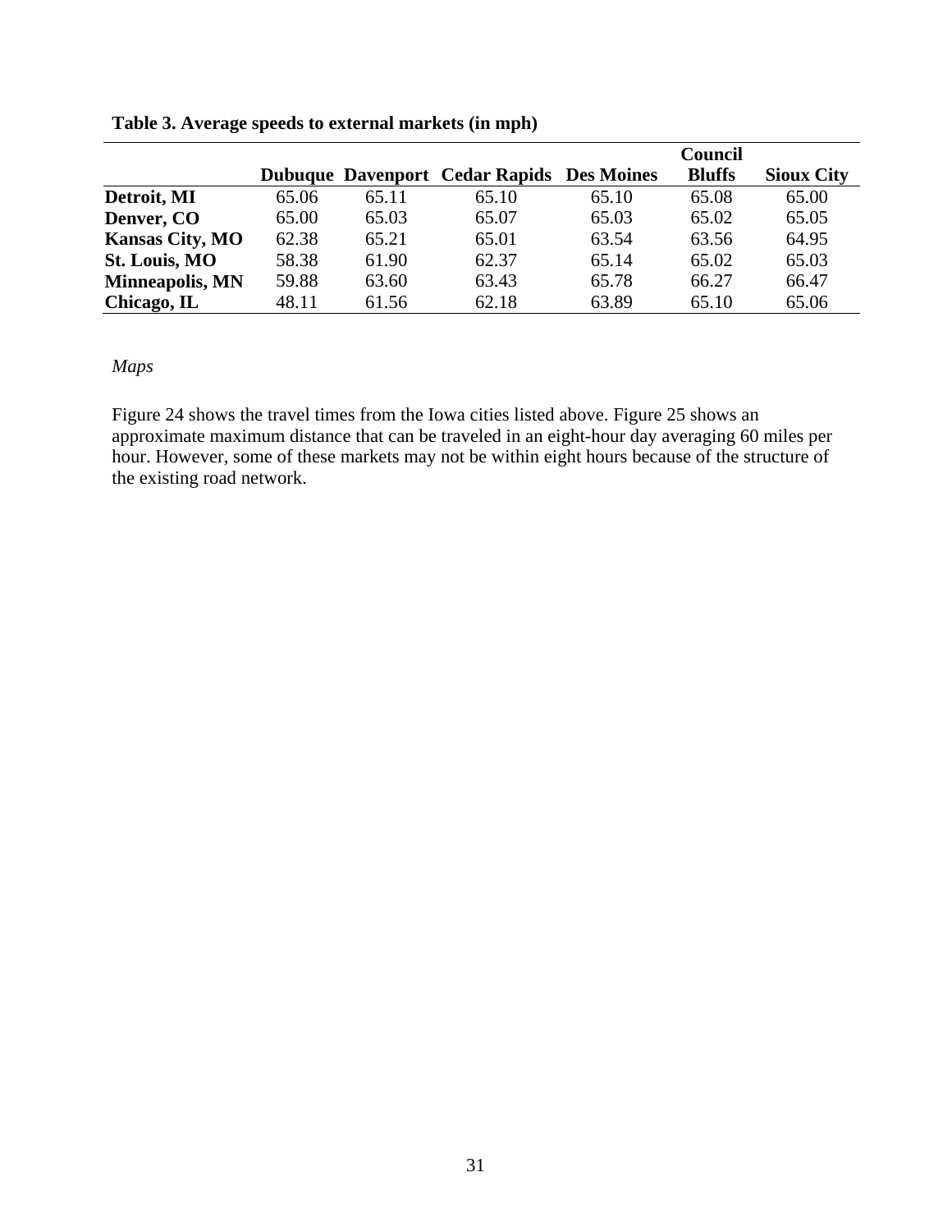**Table 3. Average speeds to external markets (in mph)**

| | Dubuque | Davenport | Cedar Rapids | Des Moines | Council Bluffs | Sioux City |
|---|---|---|---|---|---|---|
| **Detroit, MI** | 65.06 | 65.11 | 65.10 | 65.10 | 65.08 | 65.00 |
| **Denver, CO** | 65.00 | 65.03 | 65.07 | 65.03 | 65.02 | 65.05 |
| **Kansas City, MO** | 62.38 | 65.21 | 65.01 | 63.54 | 63.56 | 64.95 |
| **St. Louis, MO** | 58.38 | 61.90 | 62.37 | 65.14 | 65.02 | 65.03 |
| **Minneapolis, MN** | 59.88 | 63.60 | 63.43 | 65.78 | 66.27 | 66.47 |
| **Chicago, IL** | 48.11 | 61.56 | 62.18 | 63.89 | 65.10 | 65.06 |

*Maps*

Figure 24 shows the travel times from the Iowa cities listed above. Figure 25 shows an approximate maximum distance that can be traveled in an eight-hour day averaging 60 miles per hour. However, some of these markets may not be within eight hours because of the structure of the existing road network.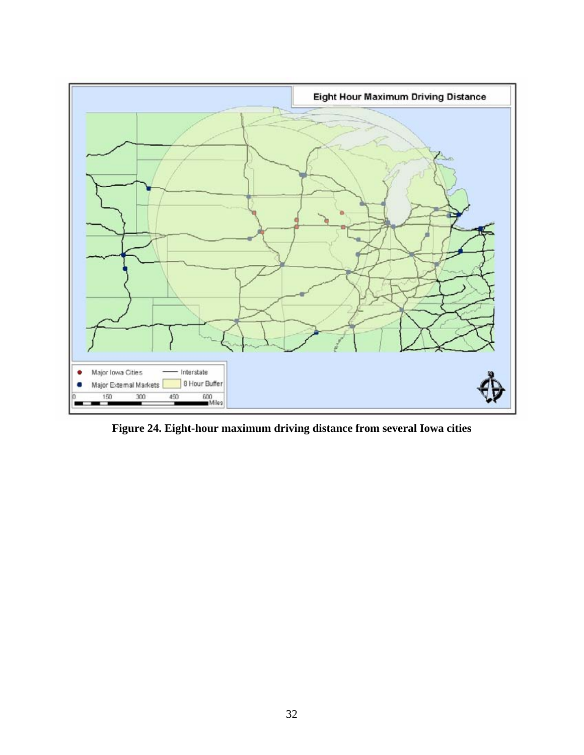**Figure 24. Eight-hour maximum driving distance from several Iowa cities**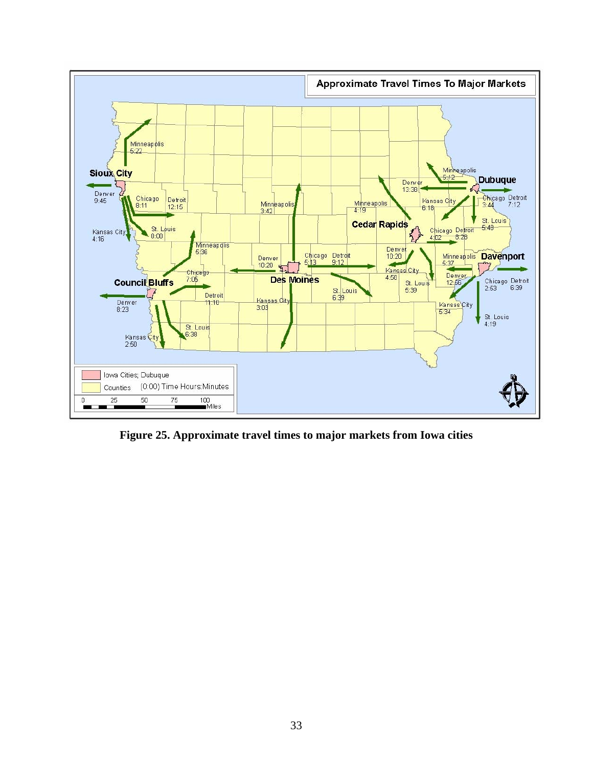**Figure 25. Approximate travel times to major markets from Iowa cities**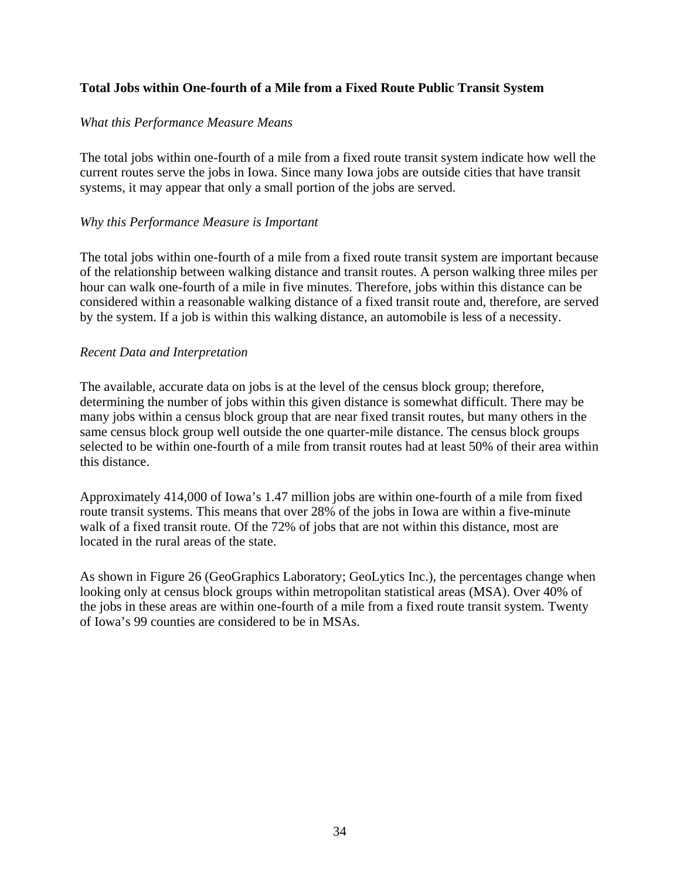### Total Jobs within One-fourth of a Mile from a Fixed Route Public Transit System

*What this Performance Measure Means*

The total jobs within one-fourth of a mile from a fixed route transit system indicate how well the current routes serve the jobs in Iowa. Since many Iowa jobs are outside cities that have transit systems, it may appear that only a small portion of the jobs are served.

*Why this Performance Measure is Important*

The total jobs within one-fourth of a mile from a fixed route transit system are important because of the relationship between walking distance and transit routes. A person walking three miles per hour can walk one-fourth of a mile in five minutes. Therefore, jobs within this distance can be considered within a reasonable walking distance of a fixed transit route and, therefore, are served by the system. If a job is within this walking distance, an automobile is less of a necessity.

*Recent Data and Interpretation*

The available, accurate data on jobs is at the level of the census block group; therefore, determining the number of jobs within this given distance is somewhat difficult. There may be many jobs within a census block group that are near fixed transit routes, but many others in the same census block group well outside the one quarter-mile distance. The census block groups selected to be within one-fourth of a mile from transit routes had at least 50% of their area within this distance.

Approximately 414,000 of Iowa's 1.47 million jobs are within one-fourth of a mile from fixed route transit systems. This means that over 28% of the jobs in Iowa are within a five-minute walk of a fixed transit route. Of the 72% of jobs that are not within this distance, most are located in the rural areas of the state.

As shown in Figure 26 (GeoGraphics Laboratory; GeoLytics Inc.), the percentages change when looking only at census block groups within metropolitan statistical areas (MSA). Over 40% of the jobs in these areas are within one-fourth of a mile from a fixed route transit system. Twenty of Iowa's 99 counties are considered to be in MSAs.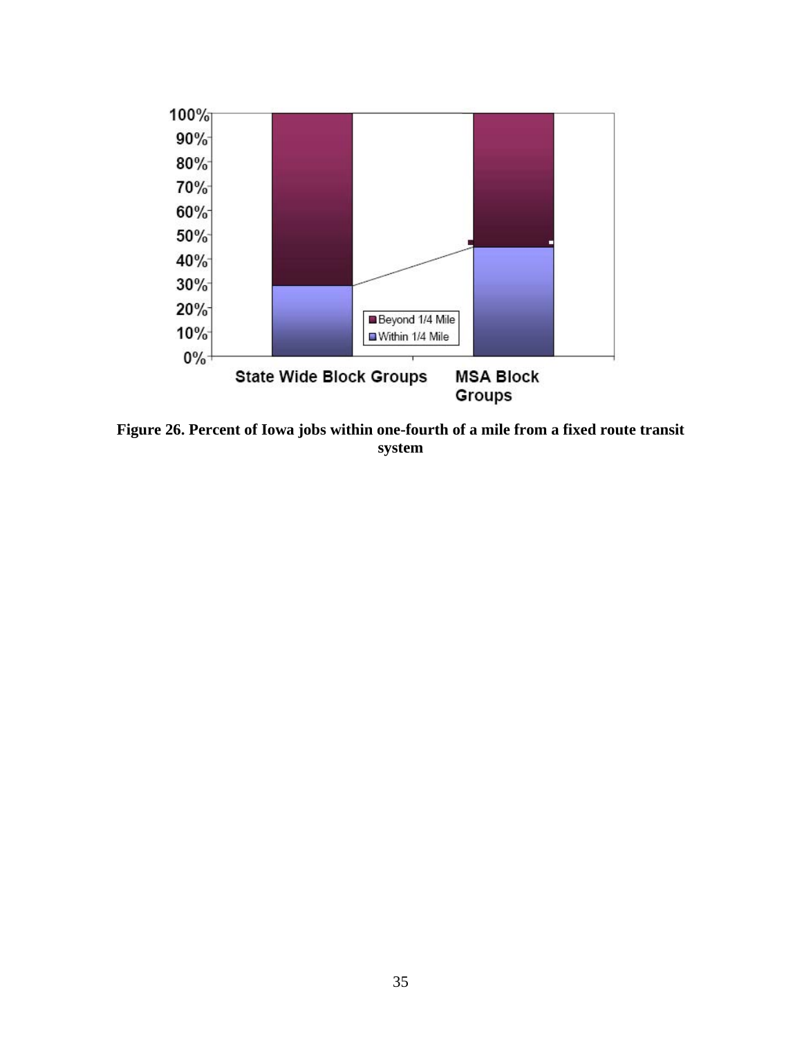**Figure 26. Percent of Iowa jobs within one-fourth of a mile from a fixed route transit system**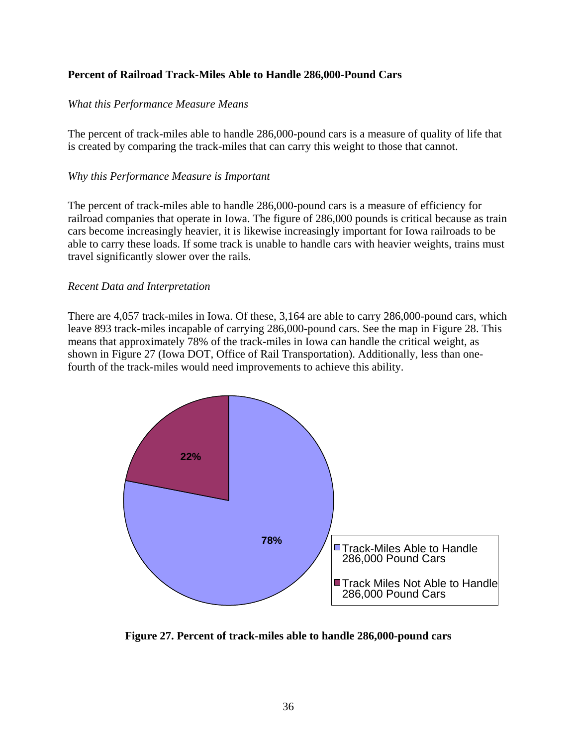**Percent of Railroad Track-Miles Able to Handle 286,000-Pound Cars**

*What this Performance Measure Means*

The percent of track-miles able to handle 286,000-pound cars is a measure of quality of life that is created by comparing the track-miles that can carry this weight to those that cannot.

*Why this Performance Measure is Important*

The percent of track-miles able to handle 286,000-pound cars is a measure of efficiency for railroad companies that operate in Iowa. The figure of 286,000 pounds is critical because as train cars become increasingly heavier, it is likewise increasingly important for Iowa railroads to be able to carry these loads. If some track is unable to handle cars with heavier weights, trains must travel significantly slower over the rails.

*Recent Data and Interpretation*

There are 4,057 track-miles in Iowa. Of these, 3,164 are able to carry 286,000-pound cars, which leave 893 track-miles incapable of carrying 286,000-pound cars. See the map in Figure 28. This means that approximately 78% of the track-miles in Iowa can handle the critical weight, as shown in Figure 27 (Iowa DOT, Office of Rail Transportation). Additionally, less than one-fourth of the track-miles would need improvements to achieve this ability.

| Category | Percent |
|---|---|
| Track-Miles Able to Handle 286,000 Pound Cars | 78% |
| Track Miles Not Able to Handle 286,000 Pound Cars | 22% |

**Figure 27. Percent of track-miles able to handle 286,000-pound cars**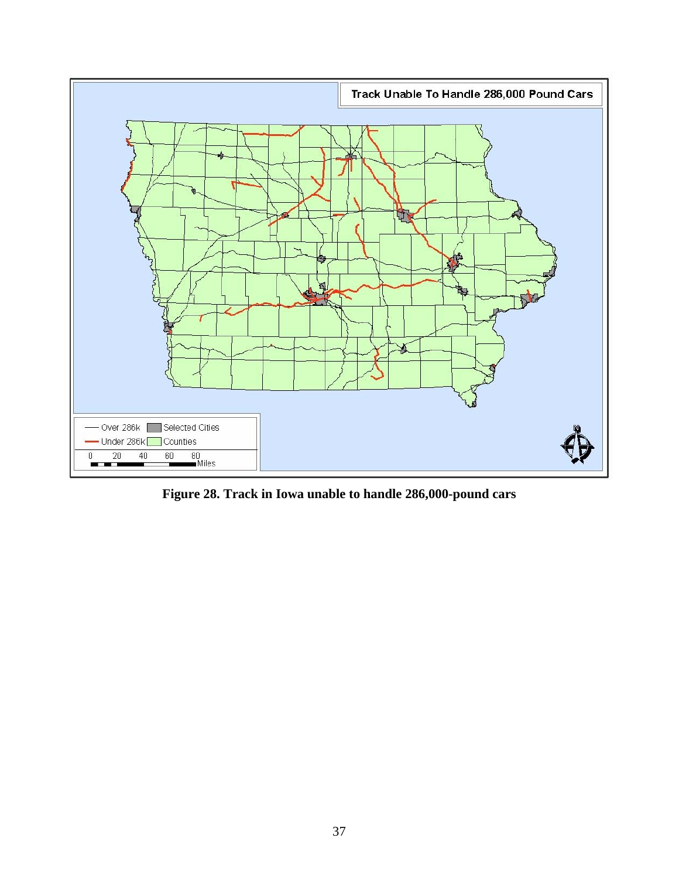**Figure 28. Track in Iowa unable to handle 286,000-pound cars**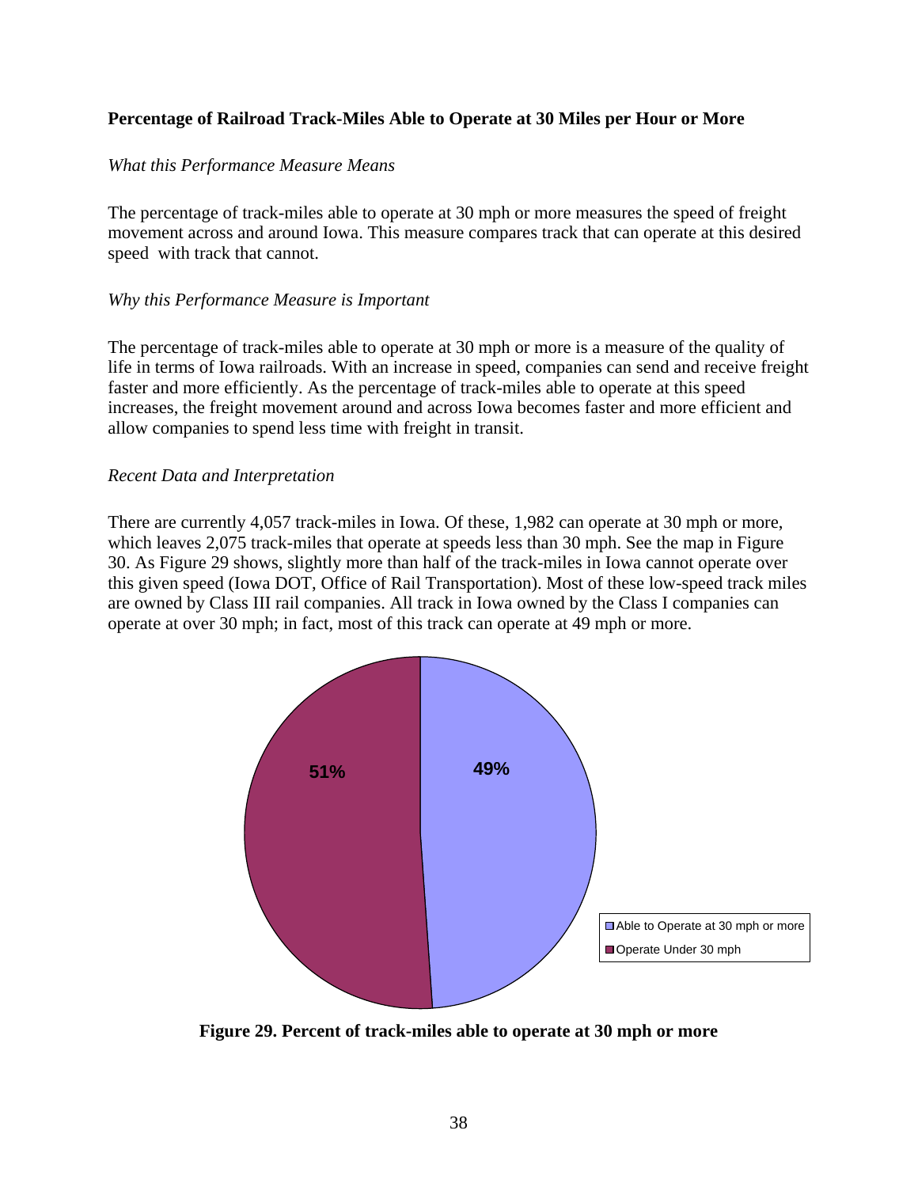**Percentage of Railroad Track-Miles Able to Operate at 30 Miles per Hour or More**

*What this Performance Measure Means*

The percentage of track-miles able to operate at 30 mph or more measures the speed of freight movement across and around Iowa. This measure compares track that can operate at this desired speed with track that cannot.

*Why this Performance Measure is Important*

The percentage of track-miles able to operate at 30 mph or more is a measure of the quality of life in terms of Iowa railroads. With an increase in speed, companies can send and receive freight faster and more efficiently. As the percentage of track-miles able to operate at this speed increases, the freight movement around and across Iowa becomes faster and more efficient and allow companies to spend less time with freight in transit.

*Recent Data and Interpretation*

There are currently 4,057 track-miles in Iowa. Of these, 1,982 can operate at 30 mph or more, which leaves 2,075 track-miles that operate at speeds less than 30 mph. See the map in Figure 30. As Figure 29 shows, slightly more than half of the track-miles in Iowa cannot operate over this given speed (Iowa DOT, Office of Rail Transportation). Most of these low-speed track miles are owned by Class III rail companies. All track in Iowa owned by the Class I companies can operate at over 30 mph; in fact, most of this track can operate at 49 mph or more.

| Category | Percent |
| --- | --- |
| Able to Operate at 30 mph or more | 49% |
| Operate Under 30 mph | 51% |

**Figure 29. Percent of track-miles able to operate at 30 mph or more**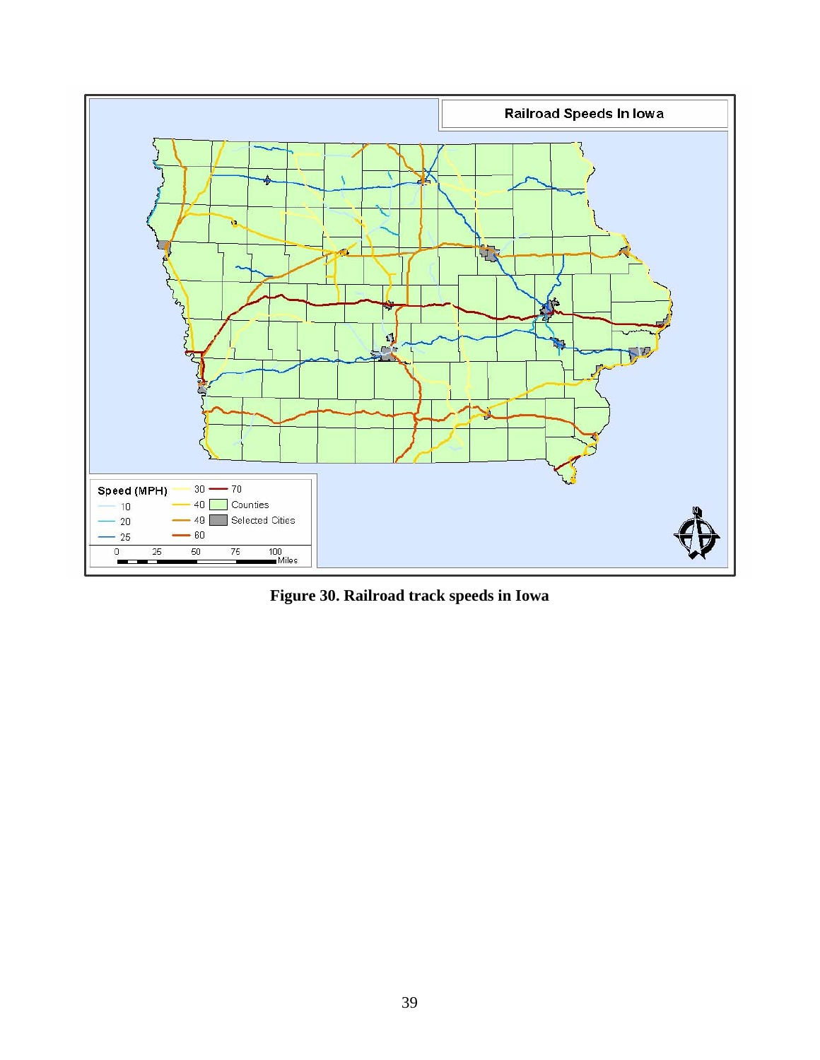**Figure 30. Railroad track speeds in Iowa**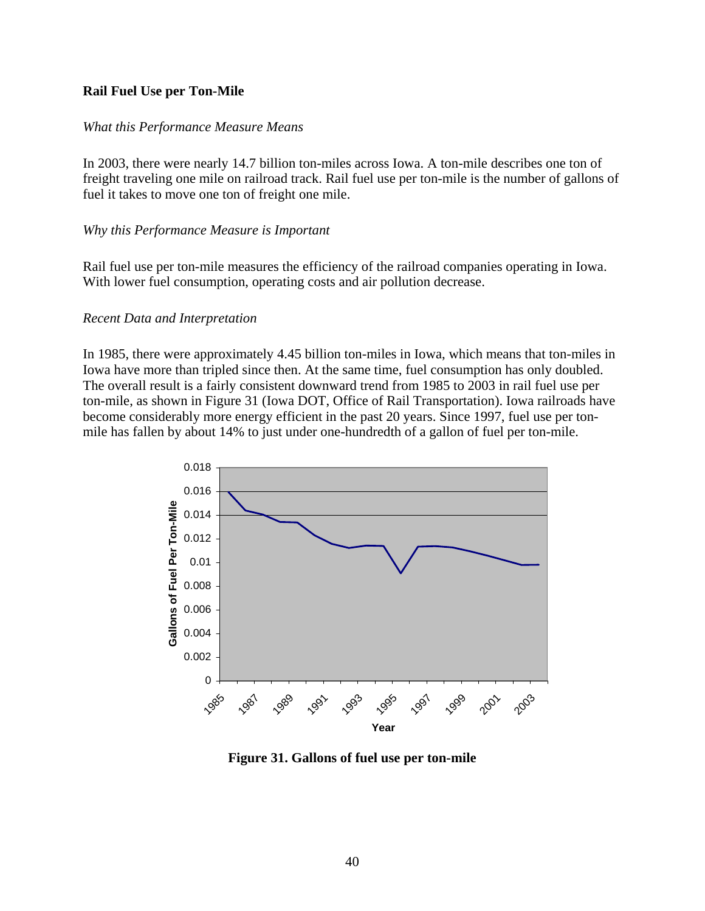## Rail Fuel Use per Ton-Mile

*What this Performance Measure Means*

In 2003, there were nearly 14.7 billion ton-miles across Iowa. A ton-mile describes one ton of freight traveling one mile on railroad track. Rail fuel use per ton-mile is the number of gallons of fuel it takes to move one ton of freight one mile.

*Why this Performance Measure is Important*

Rail fuel use per ton-mile measures the efficiency of the railroad companies operating in Iowa. With lower fuel consumption, operating costs and air pollution decrease.

*Recent Data and Interpretation*

In 1985, there were approximately 4.45 billion ton-miles in Iowa, which means that ton-miles in Iowa have more than tripled since then. At the same time, fuel consumption has only doubled. The overall result is a fairly consistent downward trend from 1985 to 2003 in rail fuel use per ton-mile, as shown in Figure 31 (Iowa DOT, Office of Rail Transportation). Iowa railroads have become considerably more energy efficient in the past 20 years. Since 1997, fuel use per ton-mile has fallen by about 14% to just under one-hundredth of a gallon of fuel per ton-mile.

**Figure 31. Gallons of fuel use per ton-mile**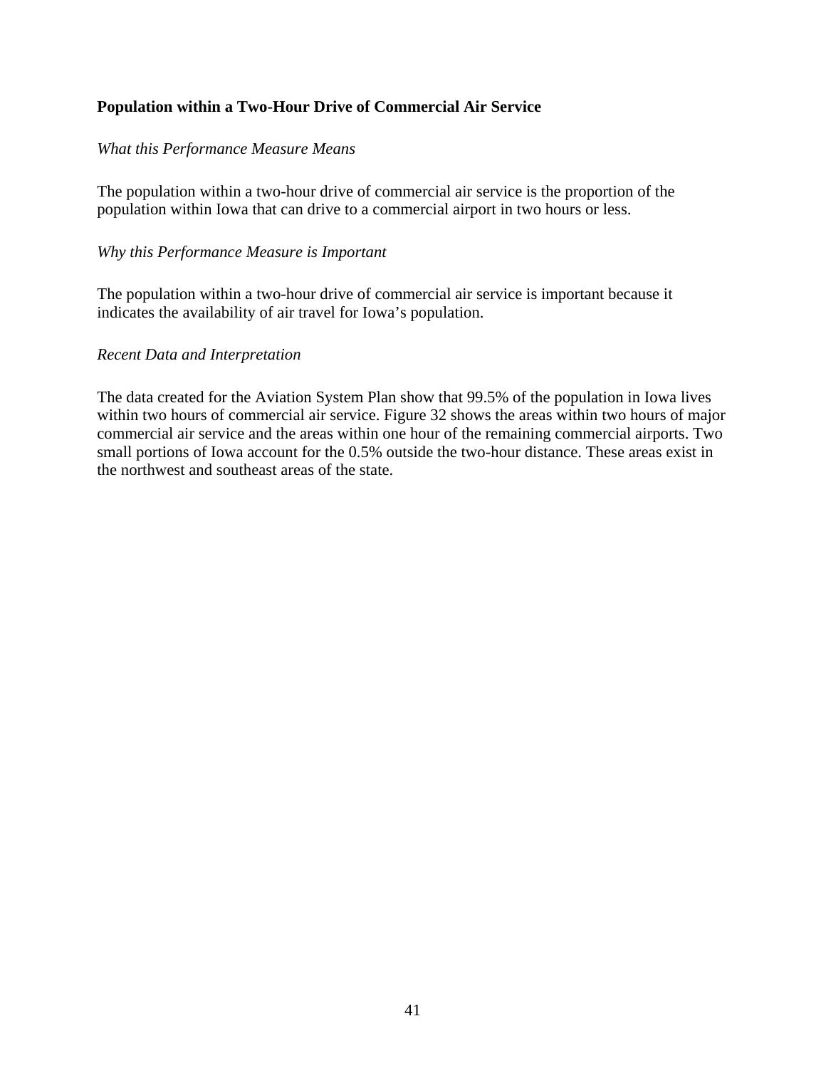### Population within a Two-Hour Drive of Commercial Air Service

*What this Performance Measure Means*

The population within a two-hour drive of commercial air service is the proportion of the population within Iowa that can drive to a commercial airport in two hours or less.

*Why this Performance Measure is Important*

The population within a two-hour drive of commercial air service is important because it indicates the availability of air travel for Iowa's population.

*Recent Data and Interpretation*

The data created for the Aviation System Plan show that 99.5% of the population in Iowa lives within two hours of commercial air service. Figure 32 shows the areas within two hours of major commercial air service and the areas within one hour of the remaining commercial airports. Two small portions of Iowa account for the 0.5% outside the two-hour distance. These areas exist in the northwest and southeast areas of the state.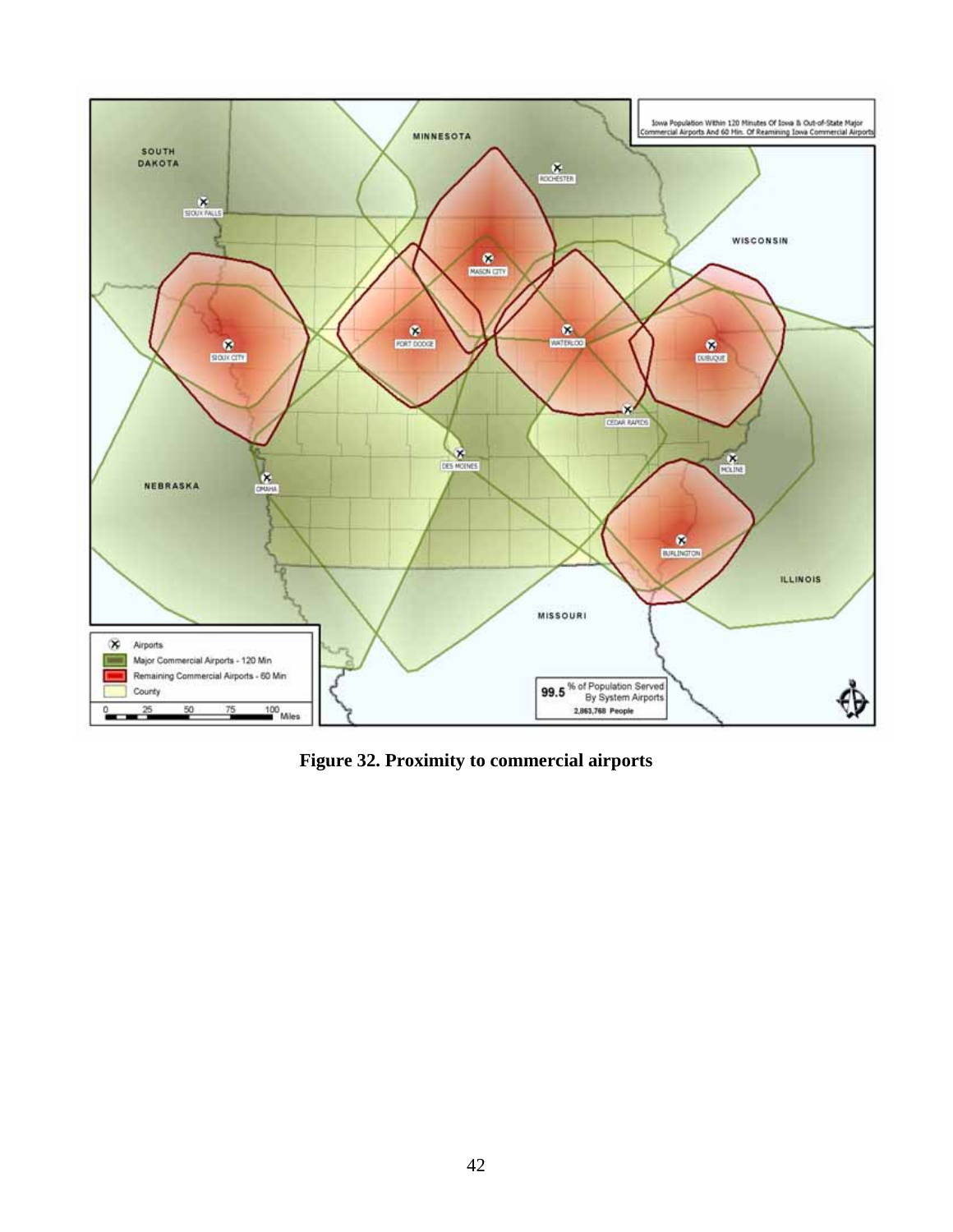**Figure 32. Proximity to commercial airports**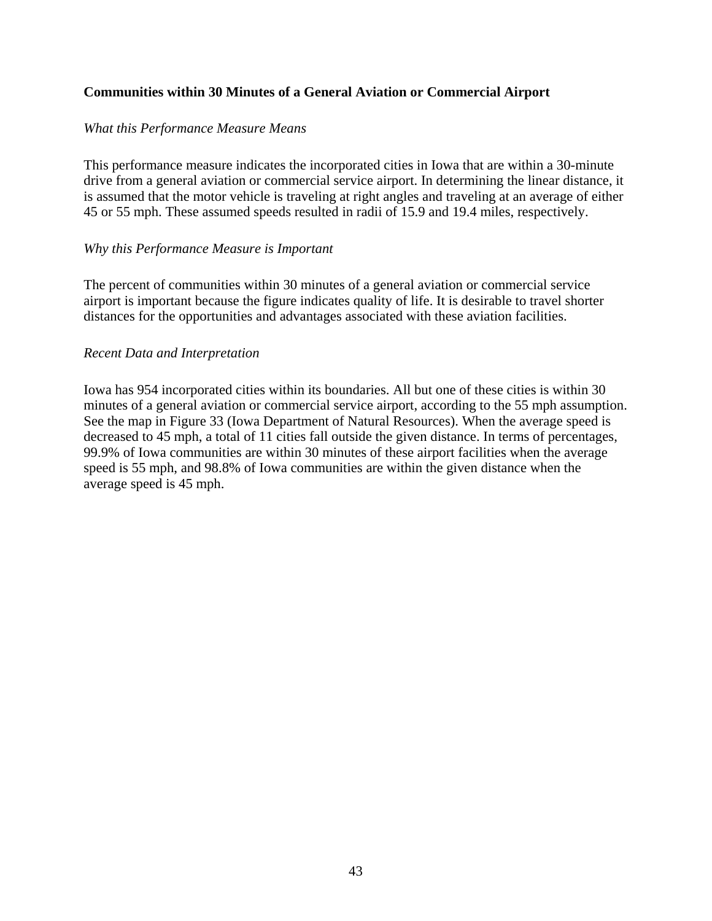**Communities within 30 Minutes of a General Aviation or Commercial Airport**

*What this Performance Measure Means*

This performance measure indicates the incorporated cities in Iowa that are within a 30-minute drive from a general aviation or commercial service airport. In determining the linear distance, it is assumed that the motor vehicle is traveling at right angles and traveling at an average of either 45 or 55 mph. These assumed speeds resulted in radii of 15.9 and 19.4 miles, respectively.

*Why this Performance Measure is Important*

The percent of communities within 30 minutes of a general aviation or commercial service airport is important because the figure indicates quality of life. It is desirable to travel shorter distances for the opportunities and advantages associated with these aviation facilities.

*Recent Data and Interpretation*

Iowa has 954 incorporated cities within its boundaries. All but one of these cities is within 30 minutes of a general aviation or commercial service airport, according to the 55 mph assumption. See the map in Figure 33 (Iowa Department of Natural Resources). When the average speed is decreased to 45 mph, a total of 11 cities fall outside the given distance. In terms of percentages, 99.9% of Iowa communities are within 30 minutes of these airport facilities when the average speed is 55 mph, and 98.8% of Iowa communities are within the given distance when the average speed is 45 mph.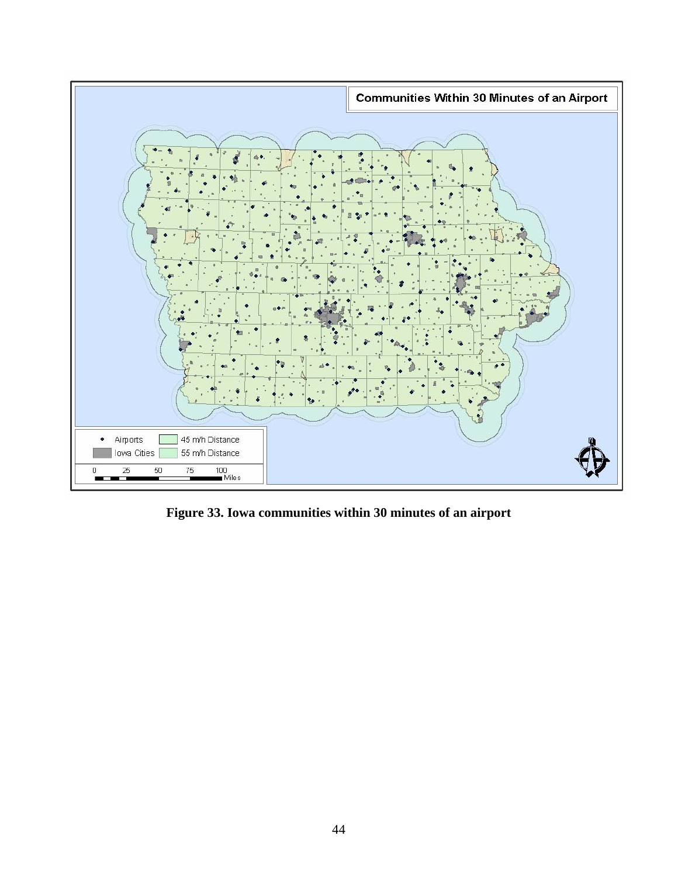**Figure 33. Iowa communities within 30 minutes of an airport**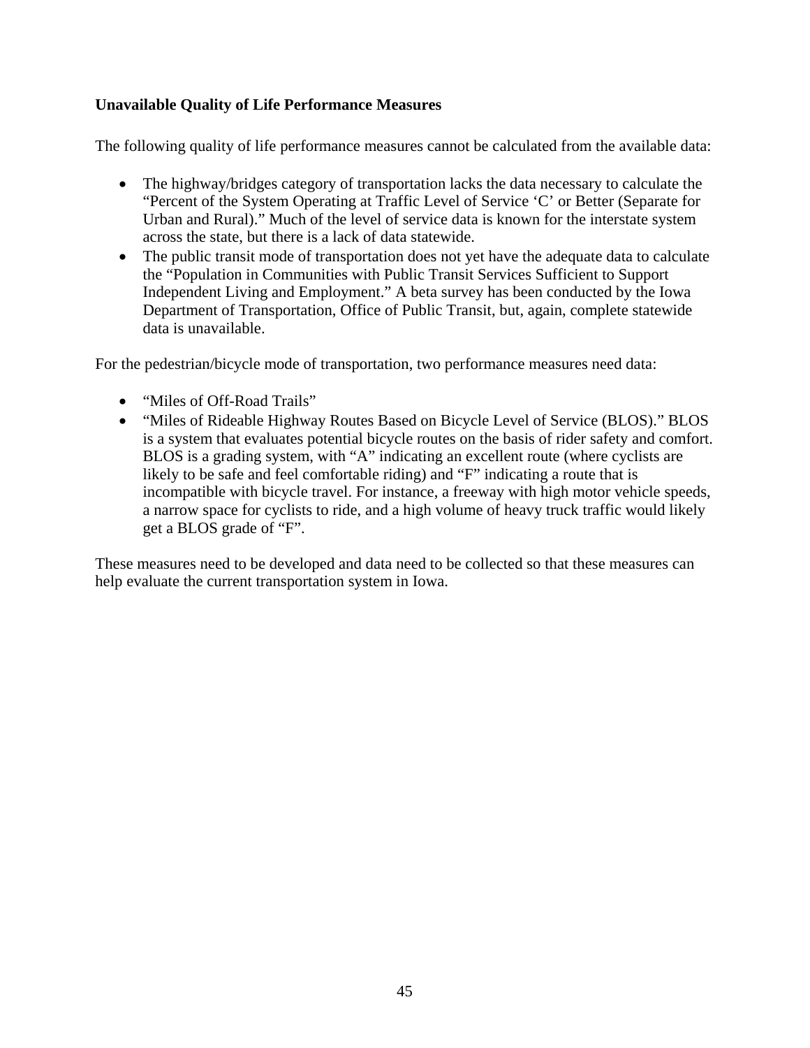**Unavailable Quality of Life Performance Measures**

The following quality of life performance measures cannot be calculated from the available data:

- The highway/bridges category of transportation lacks the data necessary to calculate the "Percent of the System Operating at Traffic Level of Service 'C' or Better (Separate for Urban and Rural)." Much of the level of service data is known for the interstate system across the state, but there is a lack of data statewide.
- The public transit mode of transportation does not yet have the adequate data to calculate the "Population in Communities with Public Transit Services Sufficient to Support Independent Living and Employment." A beta survey has been conducted by the Iowa Department of Transportation, Office of Public Transit, but, again, complete statewide data is unavailable.

For the pedestrian/bicycle mode of transportation, two performance measures need data:

- "Miles of Off-Road Trails"
- "Miles of Rideable Highway Routes Based on Bicycle Level of Service (BLOS)." BLOS is a system that evaluates potential bicycle routes on the basis of rider safety and comfort. BLOS is a grading system, with "A" indicating an excellent route (where cyclists are likely to be safe and feel comfortable riding) and "F" indicating a route that is incompatible with bicycle travel. For instance, a freeway with high motor vehicle speeds, a narrow space for cyclists to ride, and a high volume of heavy truck traffic would likely get a BLOS grade of "F".

These measures need to be developed and data need to be collected so that these measures can help evaluate the current transportation system in Iowa.